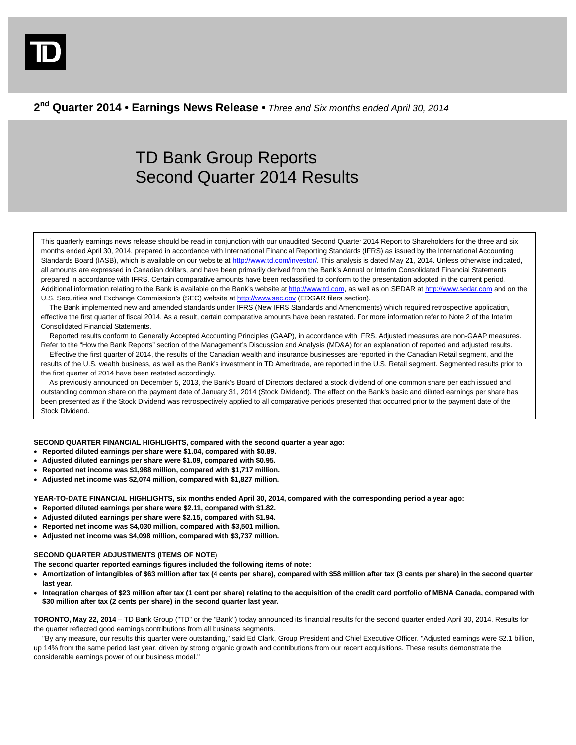**2nd Quarter 2014 • Earnings News Release •** *Three and Six months ended April 30, 2014*

# TD Bank Group Reports Second Quarter 2014 Results

This quarterly earnings news release should be read in conjunction with our unaudited Second Quarter 2014 Report to Shareholders for the three and six months ended April 30, 2014, prepared in accordance with International Financial Reporting Standards (IFRS) as issued by the International Accounting Standards Board (IASB), which is available on our website at http://www.td.com/investor/. This analysis is dated May 21, 2014. Unless otherwise indicated, all amounts are expressed in Canadian dollars, and have been primarily derived from the Bank's Annual or Interim Consolidated Financial Statements prepared in accordance with IFRS. Certain comparative amounts have been reclassified to conform to the presentation adopted in the current period. Additional information relating to the Bank is available on the Bank's website at http://www.td.com, as well as on SEDAR at http://www.sedar.com and on the U.S. Securities and Exchange Commission's (SEC) website at http://www.sec.gov (EDGAR filers section).

The Bank implemented new and amended standards under IFRS (New IFRS Standards and Amendments) which required retrospective application, effective the first quarter of fiscal 2014. As a result, certain comparative amounts have been restated. For more information refer to Note 2 of the Interim Consolidated Financial Statements.

Reported results conform to Generally Accepted Accounting Principles (GAAP), in accordance with IFRS. Adjusted measures are non-GAAP measures. Refer to the "How the Bank Reports" section of the Management's Discussion and Analysis (MD&A) for an explanation of reported and adjusted results.

Effective the first quarter of 2014, the results of the Canadian wealth and insurance businesses are reported in the Canadian Retail segment, and the results of the U.S. wealth business, as well as the Bank's investment in TD Ameritrade, are reported in the U.S. Retail segment. Segmented results prior to the first quarter of 2014 have been restated accordingly.

As previously announced on December 5, 2013, the Bank's Board of Directors declared a stock dividend of one common share per each issued and outstanding common share on the payment date of January 31, 2014 (Stock Dividend). The effect on the Bank's basic and diluted earnings per share has been presented as if the Stock Dividend was retrospectively applied to all comparative periods presented that occurred prior to the payment date of the Stock Dividend.

**SECOND QUARTER FINANCIAL HIGHLIGHTS, compared with the second quarter a year ago:**

- **Reported diluted earnings per share were $1.04, compared with $0.89.**
- **Adjusted diluted earnings per share were $1.09, compared with $0.95.**
- **Reported net income was $1,988 million, compared with $1,717 million.**
- **Adjusted net income was $2,074 million, compared with $1,827 million.**

**YEAR-TO-DATE FINANCIAL HIGHLIGHTS, six months ended April 30, 2014, compared with the corresponding period a year ago:**

- **Reported diluted earnings per share were $2.11, compared with $1.82.**
- **Adjusted diluted earnings per share were $2.15, compared with $1.94.**
- **Reported net income was $4,030 million, compared with $3,501 million.**
- **Adjusted net income was $4,098 million, compared with $3,737 million.**

**SECOND QUARTER ADJUSTMENTS (ITEMS OF NOTE)**

**The second quarter reported earnings figures included the following items of note:**

- **Amortization of intangibles of $63 million after tax (4 cents per share), compared with $58 million after tax (3 cents per share) in the second quarter last year.**
- **Integration charges of $23 million after tax (1 cent per share) relating to the acquisition of the credit card portfolio of MBNA Canada, compared with $30 million after tax (2 cents per share) in the second quarter last year.**

**TORONTO, May 22, 2014** – TD Bank Group ("TD" or the "Bank") today announced its financial results for the second quarter ended April 30, 2014. Results for the quarter reflected good earnings contributions from all business segments.

"By any measure, our results this quarter were outstanding," said Ed Clark, Group President and Chief Executive Officer. "Adjusted earnings were $2.1 billion, up 14% from the same period last year, driven by strong organic growth and contributions from our recent acquisitions. These results demonstrate the considerable earnings power of our business model."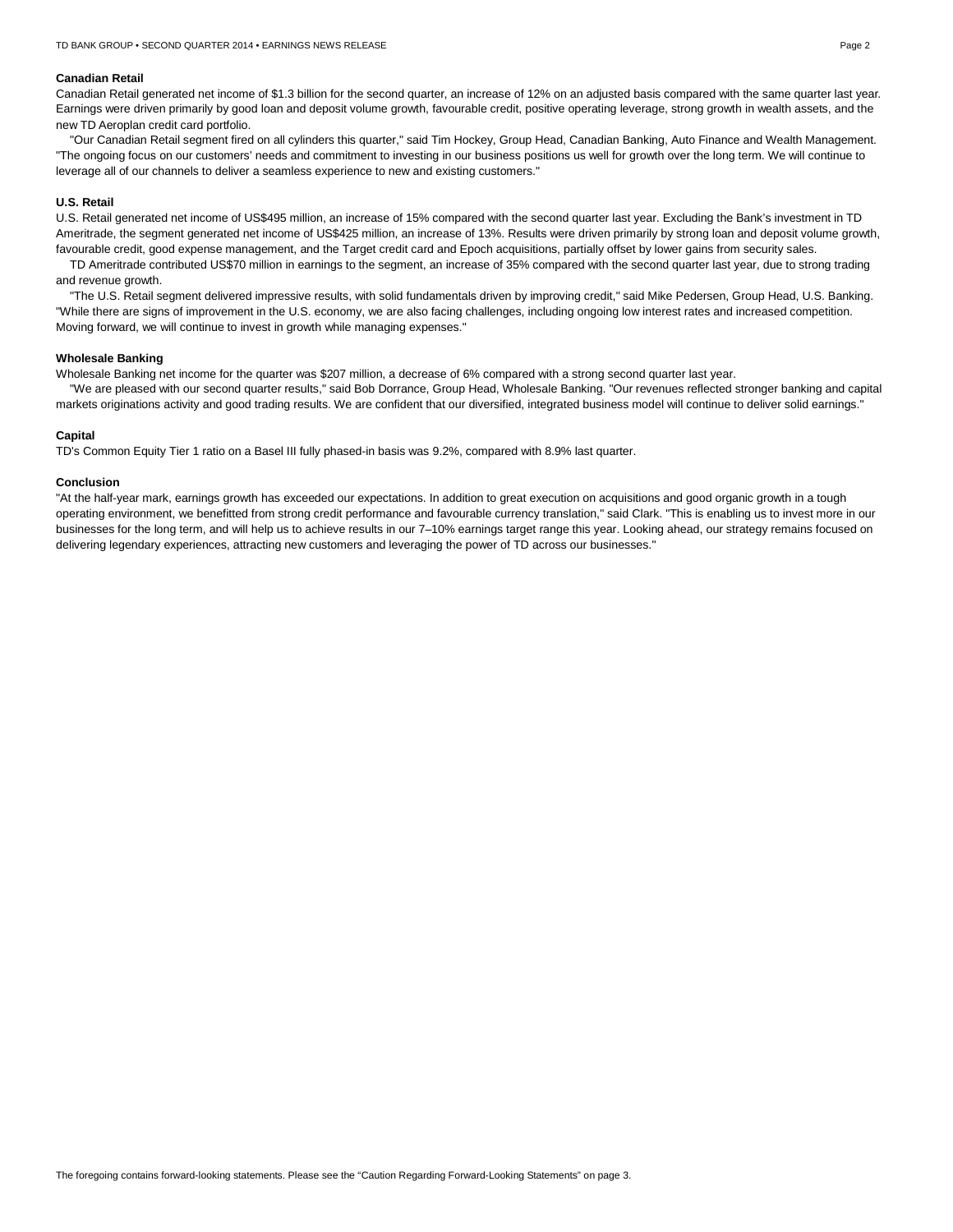### Canadian Retail

Canadian Retail generated net income of $1.3 billion for the second quarter, an increase of 12% on an adjusted basis compared with the same quarter last year. Earnings were driven primarily by good loan and deposit volume growth, favourable credit, positive operating leverage, strong growth in wealth assets, and the new TD Aeroplan credit card portfolio.

"Our Canadian Retail segment fired on all cylinders this quarter," said Tim Hockey, Group Head, Canadian Banking, Auto Finance and Wealth Management. "The ongoing focus on our customers' needs and commitment to investing in our business positions us well for growth over the long term. We will continue to leverage all of our channels to deliver a seamless experience to new and existing customers."

### U.S. Retail

U.S. Retail generated net income of US$495 million, an increase of 15% compared with the second quarter last year. Excluding the Bank's investment in TD Ameritrade, the segment generated net income of US$425 million, an increase of 13%. Results were driven primarily by strong loan and deposit volume growth, favourable credit, good expense management, and the Target credit card and Epoch acquisitions, partially offset by lower gains from security sales.

TD Ameritrade contributed US$70 million in earnings to the segment, an increase of 35% compared with the second quarter last year, due to strong trading and revenue growth.

"The U.S. Retail segment delivered impressive results, with solid fundamentals driven by improving credit," said Mike Pedersen, Group Head, U.S. Banking. "While there are signs of improvement in the U.S. economy, we are also facing challenges, including ongoing low interest rates and increased competition. Moving forward, we will continue to invest in growth while managing expenses."

### Wholesale Banking

Wholesale Banking net income for the quarter was $207 million, a decrease of 6% compared with a strong second quarter last year.

"We are pleased with our second quarter results," said Bob Dorrance, Group Head, Wholesale Banking. "Our revenues reflected stronger banking and capital markets originations activity and good trading results. We are confident that our diversified, integrated business model will continue to deliver solid earnings."

### Capital

TD's Common Equity Tier 1 ratio on a Basel III fully phased-in basis was 9.2%, compared with 8.9% last quarter.

### Conclusion

"At the half-year mark, earnings growth has exceeded our expectations. In addition to great execution on acquisitions and good organic growth in a tough operating environment, we benefitted from strong credit performance and favourable currency translation," said Clark. "This is enabling us to invest more in our businesses for the long term, and will help us to achieve results in our 7–10% earnings target range this year. Looking ahead, our strategy remains focused on delivering legendary experiences, attracting new customers and leveraging the power of TD across our businesses."

The foregoing contains forward-looking statements. Please see the "Caution Regarding Forward-Looking Statements" on page 3.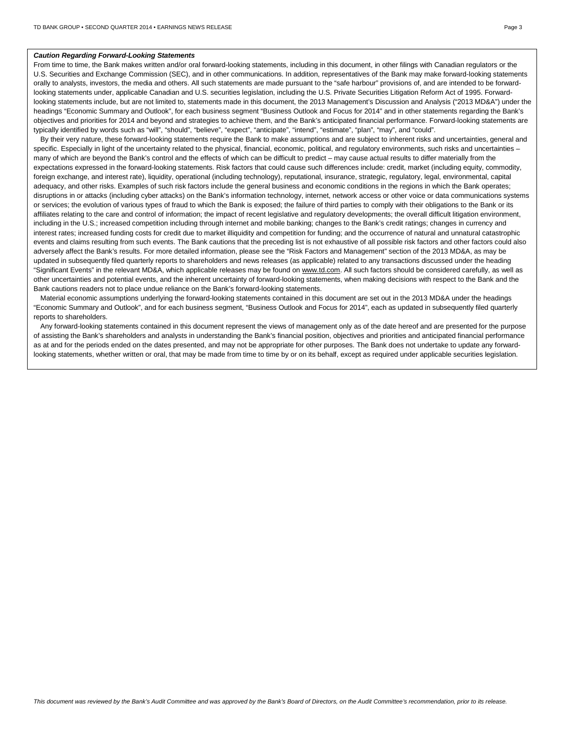***Caution Regarding Forward-Looking Statements***

From time to time, the Bank makes written and/or oral forward-looking statements, including in this document, in other filings with Canadian regulators or the U.S. Securities and Exchange Commission (SEC), and in other communications. In addition, representatives of the Bank may make forward-looking statements orally to analysts, investors, the media and others. All such statements are made pursuant to the "safe harbour" provisions of, and are intended to be forward-looking statements under, applicable Canadian and U.S. securities legislation, including the U.S. Private Securities Litigation Reform Act of 1995. Forward-looking statements include, but are not limited to, statements made in this document, the 2013 Management's Discussion and Analysis ("2013 MD&A") under the headings "Economic Summary and Outlook", for each business segment "Business Outlook and Focus for 2014" and in other statements regarding the Bank's objectives and priorities for 2014 and beyond and strategies to achieve them, and the Bank's anticipated financial performance. Forward-looking statements are typically identified by words such as "will", "should", "believe", "expect", "anticipate", "intend", "estimate", "plan", "may", and "could".

By their very nature, these forward-looking statements require the Bank to make assumptions and are subject to inherent risks and uncertainties, general and specific. Especially in light of the uncertainty related to the physical, financial, economic, political, and regulatory environments, such risks and uncertainties – many of which are beyond the Bank's control and the effects of which can be difficult to predict – may cause actual results to differ materially from the expectations expressed in the forward-looking statements. Risk factors that could cause such differences include: credit, market (including equity, commodity, foreign exchange, and interest rate), liquidity, operational (including technology), reputational, insurance, strategic, regulatory, legal, environmental, capital adequacy, and other risks. Examples of such risk factors include the general business and economic conditions in the regions in which the Bank operates; disruptions in or attacks (including cyber attacks) on the Bank's information technology, internet, network access or other voice or data communications systems or services; the evolution of various types of fraud to which the Bank is exposed; the failure of third parties to comply with their obligations to the Bank or its affiliates relating to the care and control of information; the impact of recent legislative and regulatory developments; the overall difficult litigation environment, including in the U.S.; increased competition including through internet and mobile banking; changes to the Bank's credit ratings; changes in currency and interest rates; increased funding costs for credit due to market illiquidity and competition for funding; and the occurrence of natural and unnatural catastrophic events and claims resulting from such events. The Bank cautions that the preceding list is not exhaustive of all possible risk factors and other factors could also adversely affect the Bank's results. For more detailed information, please see the "Risk Factors and Management" section of the 2013 MD&A, as may be updated in subsequently filed quarterly reports to shareholders and news releases (as applicable) related to any transactions discussed under the heading "Significant Events" in the relevant MD&A, which applicable releases may be found on www.td.com. All such factors should be considered carefully, as well as other uncertainties and potential events, and the inherent uncertainty of forward-looking statements, when making decisions with respect to the Bank and the Bank cautions readers not to place undue reliance on the Bank's forward-looking statements.

Material economic assumptions underlying the forward-looking statements contained in this document are set out in the 2013 MD&A under the headings "Economic Summary and Outlook", and for each business segment, "Business Outlook and Focus for 2014", each as updated in subsequently filed quarterly reports to shareholders.

Any forward-looking statements contained in this document represent the views of management only as of the date hereof and are presented for the purpose of assisting the Bank's shareholders and analysts in understanding the Bank's financial position, objectives and priorities and anticipated financial performance as at and for the periods ended on the dates presented, and may not be appropriate for other purposes. The Bank does not undertake to update any forward-looking statements, whether written or oral, that may be made from time to time by or on its behalf, except as required under applicable securities legislation.

*This document was reviewed by the Bank's Audit Committee and was approved by the Bank's Board of Directors, on the Audit Committee's recommendation, prior to its release.*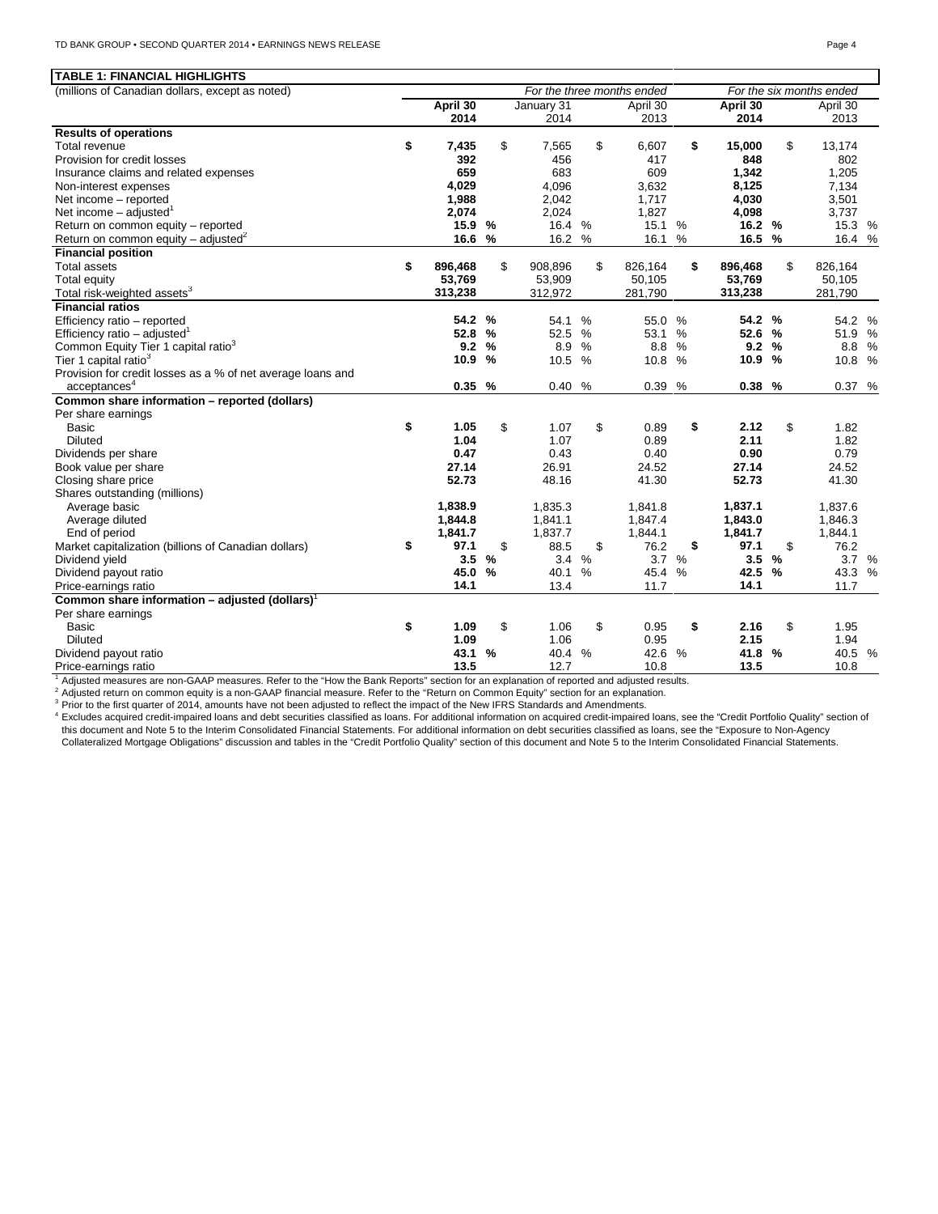**TABLE 1: FINANCIAL HIGHLIGHTS**

| (millions of Canadian dollars, except as noted) | For the three months ended | | | For the six months ended | |
|---|---|---|---|---|---|
| | **April 30 2014** | January 31 2014 | April 30 2013 | **April 30 2014** | April 30 2013 |
| **Results of operations** | | | | | |
| Total revenue | **$ 7,435** | $ 7,565 | $ 6,607 | **$ 15,000** | $ 13,174 |
| Provision for credit losses | **392** | 456 | 417 | **848** | 802 |
| Insurance claims and related expenses | **659** | 683 | 609 | **1,342** | 1,205 |
| Non-interest expenses | **4,029** | 4,096 | 3,632 | **8,125** | 7,134 |
| Net income – reported | **1,988** | 2,042 | 1,717 | **4,030** | 3,501 |
| Net income – adjusted[1] | **2,074** | 2,024 | 1,827 | **4,098** | 3,737 |
| Return on common equity – reported | **15.9 %** | 16.4 % | 15.1 % | **16.2 %** | 15.3 % |
| Return on common equity – adjusted[2] | **16.6 %** | 16.2 % | 16.1 % | **16.5 %** | 16.4 % |
| **Financial position** | | | | | |
| Total assets | **$ 896,468** | $ 908,896 | $ 826,164 | **$ 896,468** | $ 826,164 |
| Total equity | **53,769** | 53,909 | 50,105 | **53,769** | 50,105 |
| Total risk-weighted assets[3] | **313,238** | 312,972 | 281,790 | **313,238** | 281,790 |
| **Financial ratios** | | | | | |
| Efficiency ratio – reported | **54.2 %** | 54.1 % | 55.0 % | **54.2 %** | 54.2 % |
| Efficiency ratio – adjusted[1] | **52.8 %** | 52.5 % | 53.1 % | **52.6 %** | 51.9 % |
| Common Equity Tier 1 capital ratio[3] | **9.2 %** | 8.9 % | 8.8 % | **9.2 %** | 8.8 % |
| Tier 1 capital ratio[3] | **10.9 %** | 10.5 % | 10.8 % | **10.9 %** | 10.8 % |
| Provision for credit losses as a % of net average loans and acceptances[4] | **0.35 %** | 0.40 % | 0.39 % | **0.38 %** | 0.37 % |
| **Common share information – reported (dollars)** | | | | | |
| Per share earnings | | | | | |
| Basic | **$ 1.05** | $ 1.07 | $ 0.89 | **$ 2.12** | $ 1.82 |
| Diluted | **1.04** | 1.07 | 0.89 | **2.11** | 1.82 |
| Dividends per share | **0.47** | 0.43 | 0.40 | **0.90** | 0.79 |
| Book value per share | **27.14** | 26.91 | 24.52 | **27.14** | 24.52 |
| Closing share price | **52.73** | 48.16 | 41.30 | **52.73** | 41.30 |
| Shares outstanding (millions) | | | | | |
| Average basic | **1,838.9** | 1,835.3 | 1,841.8 | **1,837.1** | 1,837.6 |
| Average diluted | **1,844.8** | 1,841.1 | 1,847.4 | **1,843.0** | 1,846.3 |
| End of period | **1,841.7** | 1,837.7 | 1,844.1 | **1,841.7** | 1,844.1 |
| Market capitalization (billions of Canadian dollars) | **$ 97.1** | $ 88.5 | $ 76.2 | **$ 97.1** | $ 76.2 |
| Dividend yield | **3.5 %** | 3.4 % | 3.7 % | **3.5 %** | 3.7 % |
| Dividend payout ratio | **45.0 %** | 40.1 % | 45.4 % | **42.5 %** | 43.3 % |
| Price-earnings ratio | **14.1** | 13.4 | 11.7 | **14.1** | 11.7 |
| **Common share information – adjusted (dollars)[1]** | | | | | |
| Per share earnings | | | | | |
| Basic | **$ 1.09** | $ 1.06 | $ 0.95 | **$ 2.16** | $ 1.95 |
| Diluted | **1.09** | 1.06 | 0.95 | **2.15** | 1.94 |
| Dividend payout ratio | **43.1 %** | 40.4 % | 42.6 % | **41.8 %** | 40.5 % |
| Price-earnings ratio | **13.5** | 12.7 | 10.8 | **13.5** | 10.8 |

[1] Adjusted measures are non-GAAP measures. Refer to the "How the Bank Reports" section for an explanation of reported and adjusted results.

[2] Adjusted return on common equity is a non-GAAP financial measure. Refer to the "Return on Common Equity" section for an explanation.

[3] Prior to the first quarter of 2014, amounts have not been adjusted to reflect the impact of the New IFRS Standards and Amendments.

[4] Excludes acquired credit-impaired loans and debt securities classified as loans. For additional information on acquired credit-impaired loans, see the "Credit Portfolio Quality" section of this document and Note 5 to the Interim Consolidated Financial Statements. For additional information on debt securities classified as loans, see the "Exposure to Non-Agency Collateralized Mortgage Obligations" discussion and tables in the "Credit Portfolio Quality" section of this document and Note 5 to the Interim Consolidated Financial Statements.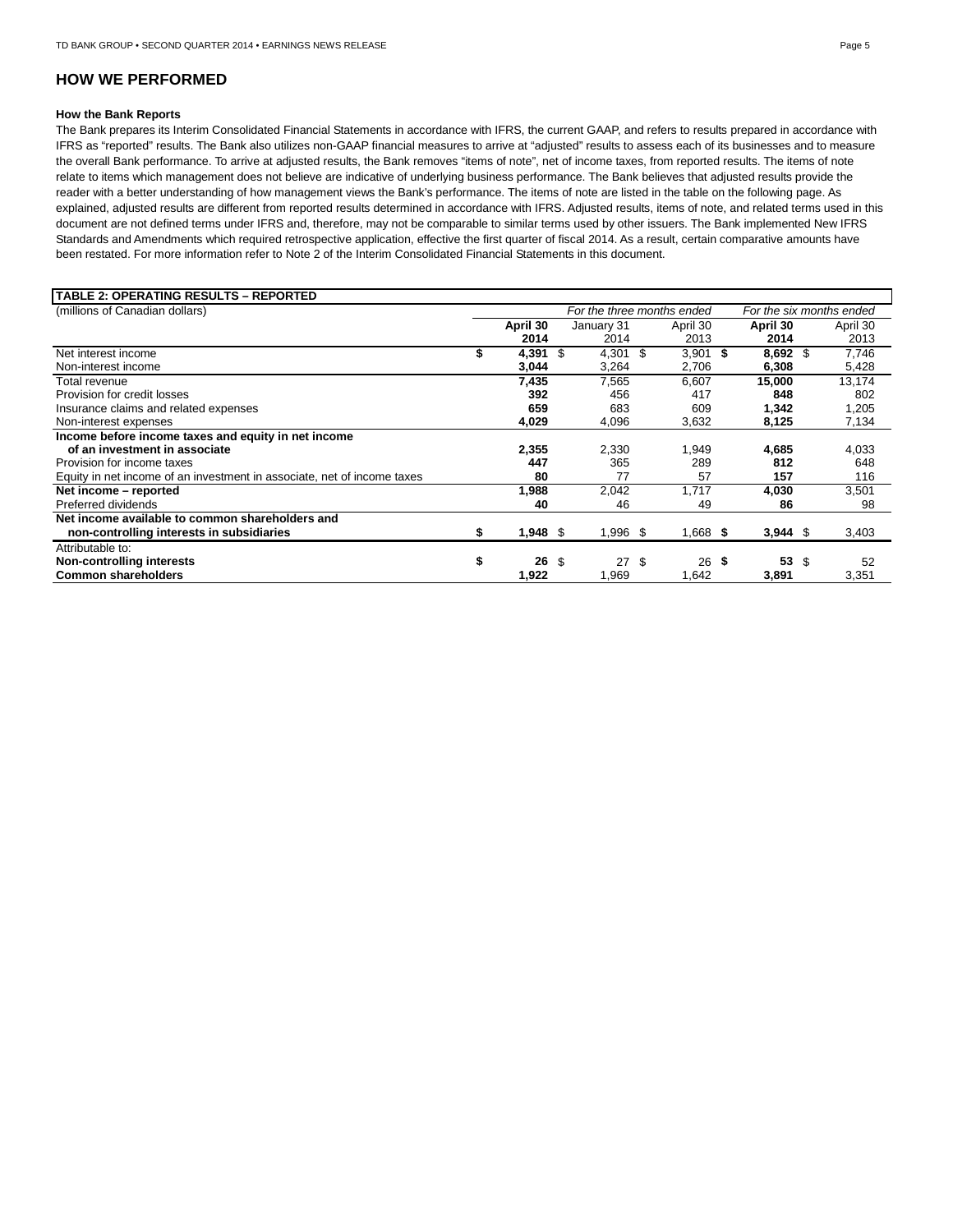## HOW WE PERFORMED

### How the Bank Reports

The Bank prepares its Interim Consolidated Financial Statements in accordance with IFRS, the current GAAP, and refers to results prepared in accordance with IFRS as "reported" results. The Bank also utilizes non-GAAP financial measures to arrive at "adjusted" results to assess each of its businesses and to measure the overall Bank performance. To arrive at adjusted results, the Bank removes "items of note", net of income taxes, from reported results. The items of note relate to items which management does not believe are indicative of underlying business performance. The Bank believes that adjusted results provide the reader with a better understanding of how management views the Bank's performance. The items of note are listed in the table on the following page. As explained, adjusted results are different from reported results determined in accordance with IFRS. Adjusted results, items of note, and related terms used in this document are not defined terms under IFRS and, therefore, may not be comparable to similar terms used by other issuers. The Bank implemented New IFRS Standards and Amendments which required retrospective application, effective the first quarter of fiscal 2014. As a result, certain comparative amounts have been restated. For more information refer to Note 2 of the Interim Consolidated Financial Statements in this document.

| **TABLE 2: OPERATING RESULTS – REPORTED** | | | | | |
|---|---|---|---|---|---|
| (millions of Canadian dollars) | *For the three months ended* | | | *For the six months ended* | |
| | **April 30 2014** | January 31 2014 | April 30 2013 | **April 30 2014** | April 30 2013 |
| Net interest income | **$ 4,391** | $ 4,301 | $ 3,901 | **$ 8,692** | $ 7,746 |
| Non-interest income | **3,044** | 3,264 | 2,706 | **6,308** | 5,428 |
| Total revenue | **7,435** | 7,565 | 6,607 | **15,000** | 13,174 |
| Provision for credit losses | **392** | 456 | 417 | **848** | 802 |
| Insurance claims and related expenses | **659** | 683 | 609 | **1,342** | 1,205 |
| Non-interest expenses | **4,029** | 4,096 | 3,632 | **8,125** | 7,134 |
| **Income before income taxes and equity in net income of an investment in associate** | **2,355** | 2,330 | 1,949 | **4,685** | 4,033 |
| Provision for income taxes | **447** | 365 | 289 | **812** | 648 |
| Equity in net income of an investment in associate, net of income taxes | **80** | 77 | 57 | **157** | 116 |
| **Net income – reported** | **1,988** | 2,042 | 1,717 | **4,030** | 3,501 |
| Preferred dividends | **40** | 46 | 49 | **86** | 98 |
| **Net income available to common shareholders and non-controlling interests in subsidiaries** | **$ 1,948** | $ 1,996 | $ 1,668 | **$ 3,944** | $ 3,403 |
| Attributable to: | | | | | |
| **Non-controlling interests** | **$ 26** | $ 27 | $ 26 | **$ 53** | $ 52 |
| **Common shareholders** | **1,922** | 1,969 | 1,642 | **3,891** | 3,351 |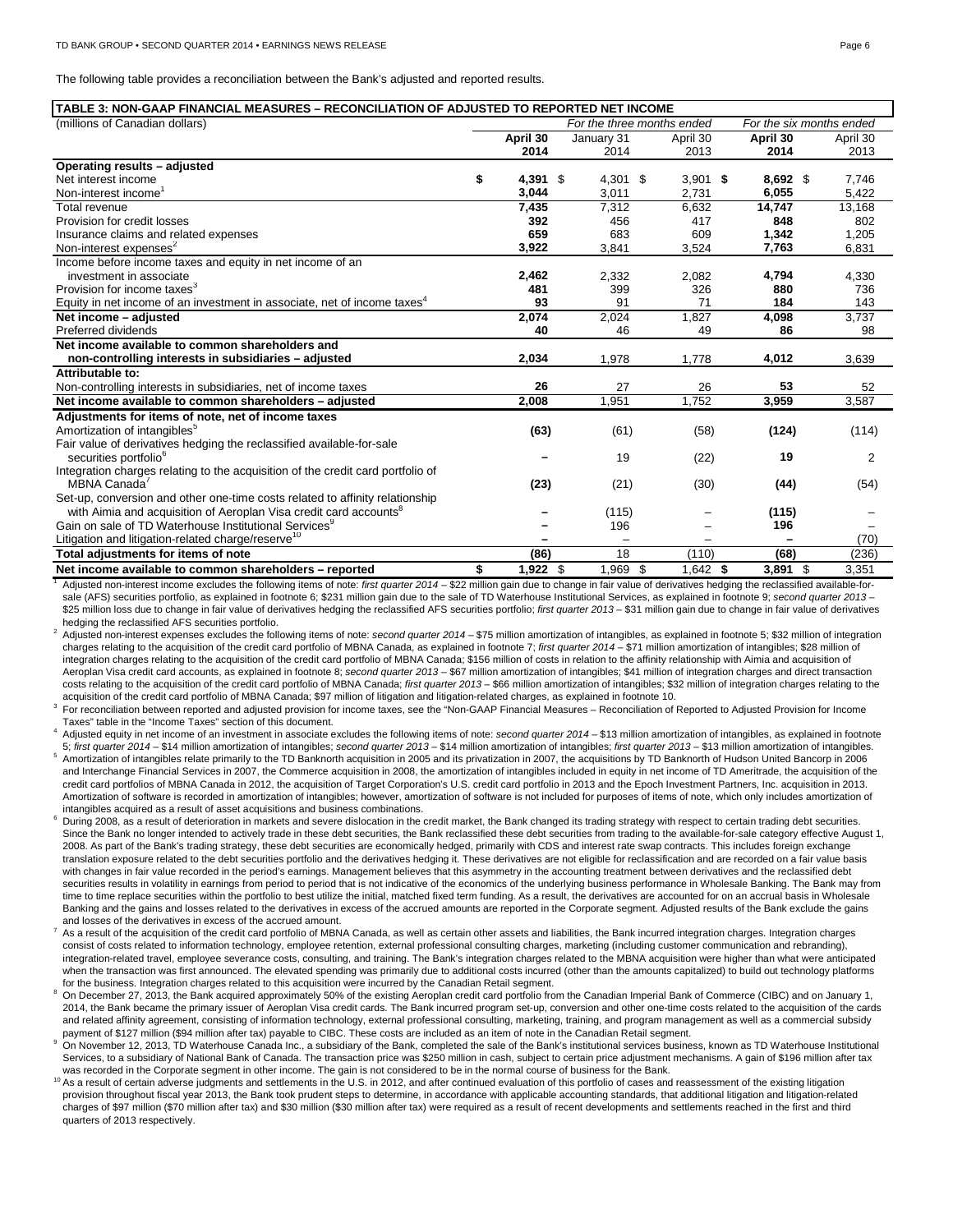The following table provides a reconciliation between the Bank's adjusted and reported results.

**TABLE 3: NON-GAAP FINANCIAL MEASURES – RECONCILIATION OF ADJUSTED TO REPORTED NET INCOME**

| (millions of Canadian dollars) | For the three months ended | | | For the six months ended | |
|---|---|---|---|---|---|
| | **April 30 2014** | January 31 2014 | April 30 2013 | **April 30 2014** | April 30 2013 |
| **Operating results – adjusted** | | | | | |
| Net interest income | **$ 4,391** | $ 4,301 | $ 3,901 | **$ 8,692** | $ 7,746 |
| Non-interest income[1] | **3,044** | 3,011 | 2,731 | **6,055** | 5,422 |
| Total revenue | **7,435** | 7,312 | 6,632 | **14,747** | 13,168 |
| Provision for credit losses | **392** | 456 | 417 | **848** | 802 |
| Insurance claims and related expenses | **659** | 683 | 609 | **1,342** | 1,205 |
| Non-interest expenses[2] | **3,922** | 3,841 | 3,524 | **7,763** | 6,831 |
| Income before income taxes and equity in net income of an investment in associate | **2,462** | 2,332 | 2,082 | **4,794** | 4,330 |
| Provision for income taxes[3] | **481** | 399 | 326 | **880** | 736 |
| Equity in net income of an investment in associate, net of income taxes[4] | **93** | 91 | 71 | **184** | 143 |
| **Net income – adjusted** | **2,074** | 2,024 | 1,827 | **4,098** | 3,737 |
| Preferred dividends | **40** | 46 | 49 | **86** | 98 |
| **Net income available to common shareholders and non-controlling interests in subsidiaries – adjusted** | **2,034** | 1,978 | 1,778 | **4,012** | 3,639 |
| **Attributable to:** | | | | | |
| Non-controlling interests in subsidiaries, net of income taxes | **26** | 27 | 26 | **53** | 52 |
| **Net income available to common shareholders – adjusted** | **2,008** | 1,951 | 1,752 | **3,959** | 3,587 |
| **Adjustments for items of note, net of income taxes** | | | | | |
| Amortization of intangibles[5] | **(63)** | (61) | (58) | **(124)** | (114) |
| Fair value of derivatives hedging the reclassified available-for-sale securities portfolio[6] | **–** | 19 | (22) | **19** | 2 |
| Integration charges relating to the acquisition of the credit card portfolio of MBNA Canada[7] | **(23)** | (21) | (30) | **(44)** | (54) |
| Set-up, conversion and other one-time costs related to affinity relationship with Aimia and acquisition of Aeroplan Visa credit card accounts[8] | **–** | (115) | – | **(115)** | – |
| Gain on sale of TD Waterhouse Institutional Services[9] | **–** | 196 | – | **196** | – |
| Litigation and litigation-related charge/reserve[10] | **–** | – | – | **–** | (70) |
| **Total adjustments for items of note** | **(86)** | 18 | (110) | **(68)** | (236) |
| **Net income available to common shareholders – reported** | **$ 1,922** | $ 1,969 | $ 1,642 | **$ 3,891** | $ 3,351 |

[1] Adjusted non-interest income excludes the following items of note: *first quarter 2014* – $22 million gain due to change in fair value of derivatives hedging the reclassified available-for-sale (AFS) securities portfolio, as explained in footnote 6; $231 million gain due to the sale of TD Waterhouse Institutional Services, as explained in footnote 9; *second quarter 2013* – $25 million loss due to change in fair value of derivatives hedging the reclassified AFS securities portfolio; *first quarter 2013* – $31 million gain due to change in fair value of derivatives hedging the reclassified AFS securities portfolio.

[2] Adjusted non-interest expenses excludes the following items of note: *second quarter 2014* – $75 million amortization of intangibles, as explained in footnote 5; $32 million of integration charges relating to the acquisition of the credit card portfolio of MBNA Canada, as explained in footnote 7; *first quarter 2014* – $71 million amortization of intangibles; $28 million of integration charges relating to the acquisition of the credit card portfolio of MBNA Canada; $156 million of costs in relation to the affinity relationship with Aimia and acquisition of Aeroplan Visa credit card accounts, as explained in footnote 8; *second quarter 2013* – $67 million amortization of intangibles; $41 million of integration charges and direct transaction costs relating to the acquisition of the credit card portfolio of MBNA Canada; *first quarter 2013* – $66 million amortization of intangibles; $32 million of integration charges relating to the acquisition of the credit card portfolio of MBNA Canada; $97 million of litigation and litigation-related charges, as explained in footnote 10.

[3] For reconciliation between reported and adjusted provision for income taxes, see the "Non-GAAP Financial Measures – Reconciliation of Reported to Adjusted Provision for Income Taxes" table in the "Income Taxes" section of this document.

[4] Adjusted equity in net income of an investment in associate excludes the following items of note: *second quarter 2014* – $13 million amortization of intangibles, as explained in footnote 5; *first quarter 2014* – $14 million amortization of intangibles; *second quarter 2013* – $14 million amortization of intangibles; *first quarter 2013* – $13 million amortization of intangibles.

[5] Amortization of intangibles relate primarily to the TD Banknorth acquisition in 2005 and its privatization in 2007, the acquisitions by TD Banknorth of Hudson United Bancorp in 2006 and Interchange Financial Services in 2007, the Commerce acquisition in 2008, the amortization of intangibles included in equity in net income of TD Ameritrade, the acquisition of the credit card portfolios of MBNA Canada in 2012, the acquisition of Target Corporation's U.S. credit card portfolio in 2013 and the Epoch Investment Partners, Inc. acquisition in 2013. Amortization of software is recorded in amortization of intangibles; however, amortization of software is not included for purposes of items of note, which only includes amortization of intangibles acquired as a result of asset acquisitions and business combinations.

[6] During 2008, as a result of deterioration in markets and severe dislocation in the credit market, the Bank changed its trading strategy with respect to certain trading debt securities. Since the Bank no longer intended to actively trade in these debt securities, the Bank reclassified these debt securities from trading to the available-for-sale category effective August 1, 2008. As part of the Bank's trading strategy, these debt securities are economically hedged, primarily with CDS and interest rate swap contracts. This includes foreign exchange translation exposure related to the debt securities portfolio and the derivatives hedging it. These derivatives are not eligible for reclassification and are recorded on a fair value basis with changes in fair value recorded in the period's earnings. Management believes that this asymmetry in the accounting treatment between derivatives and the reclassified debt securities results in volatility in earnings from period to period that is not indicative of the economics of the underlying business performance in Wholesale Banking. The Bank may from time to time replace securities within the portfolio to best utilize the initial, matched fixed term funding. As a result, the derivatives are accounted for on an accrual basis in Wholesale Banking and the gains and losses related to the derivatives in excess of the accrued amounts are reported in the Corporate segment. Adjusted results of the Bank exclude the gains and losses of the derivatives in excess of the accrued amount.

[7] As a result of the acquisition of the credit card portfolio of MBNA Canada, as well as certain other assets and liabilities, the Bank incurred integration charges. Integration charges consist of costs related to information technology, employee retention, external professional consulting charges, marketing (including customer communication and rebranding), integration-related travel, employee severance costs, consulting, and training. The Bank's integration charges related to the MBNA acquisition were higher than what were anticipated when the transaction was first announced. The elevated spending was primarily due to additional costs incurred (other than the amounts capitalized) to build out technology platforms for the business. Integration charges related to this acquisition were incurred by the Canadian Retail segment.

[8] On December 27, 2013, the Bank acquired approximately 50% of the existing Aeroplan credit card portfolio from the Canadian Imperial Bank of Commerce (CIBC) and on January 1, 2014, the Bank became the primary issuer of Aeroplan Visa credit cards. The Bank incurred program set-up, conversion and other one-time costs related to the acquisition of the cards and related affinity agreement, consisting of information technology, external professional consulting, marketing, training, and program management as well as a commercial subsidy payment of $127 million ($94 million after tax) payable to CIBC. These costs are included as an item of note in the Canadian Retail segment.

[9] On November 12, 2013, TD Waterhouse Canada Inc., a subsidiary of the Bank, completed the sale of the Bank's institutional services business, known as TD Waterhouse Institutional Services, to a subsidiary of National Bank of Canada. The transaction price was $250 million in cash, subject to certain price adjustment mechanisms. A gain of $196 million after tax was recorded in the Corporate segment in other income. The gain is not considered to be in the normal course of business for the Bank.

[10] As a result of certain adverse judgments and settlements in the U.S. in 2012, and after continued evaluation of this portfolio of cases and reassessment of the existing litigation provision throughout fiscal year 2013, the Bank took prudent steps to determine, in accordance with applicable accounting standards, that additional litigation and litigation-related charges of $97 million ($70 million after tax) and $30 million ($30 million after tax) were required as a result of recent developments and settlements reached in the first and third quarters of 2013 respectively.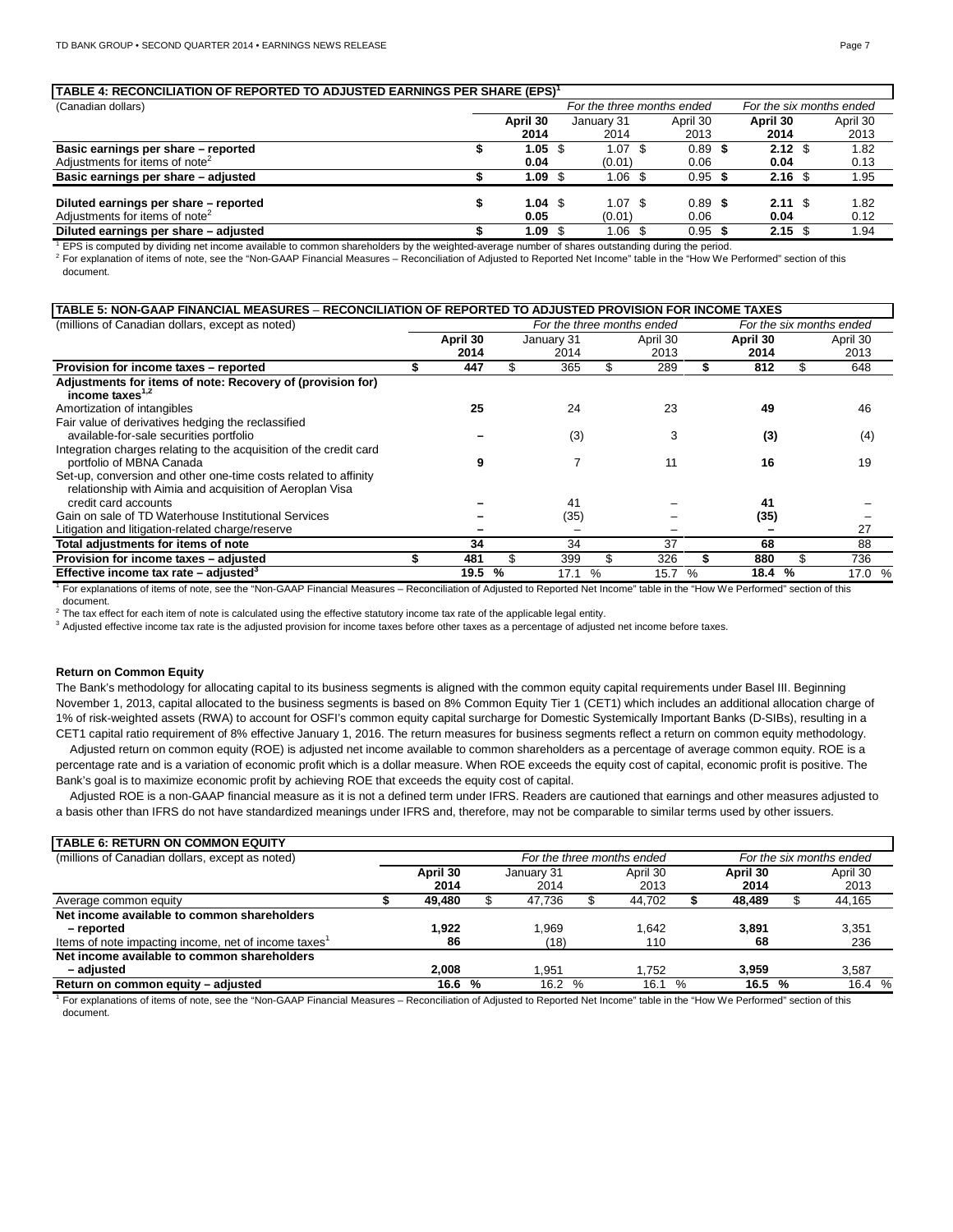**TABLE 4: RECONCILIATION OF REPORTED TO ADJUSTED EARNINGS PER SHARE (EPS)[1]**

| (Canadian dollars) | For the three months ended | | | For the six months ended | |
|---|---|---|---|---|---|
| | **April 30 2014** | January 31 2014 | April 30 2013 | **April 30 2014** | April 30 2013 |
| **Basic earnings per share – reported** | **$ 1.05** | $ 1.07 | $ 0.89 | **$ 2.12** | $ 1.82 |
| Adjustments for items of note[2] | **0.04** | (0.01) | 0.06 | **0.04** | 0.13 |
| **Basic earnings per share – adjusted** | **$ 1.09** | $ 1.06 | $ 0.95 | **$ 2.16** | $ 1.95 |
| | | | | | |
| **Diluted earnings per share – reported** | **$ 1.04** | $ 1.07 | $ 0.89 | **$ 2.11** | $ 1.82 |
| Adjustments for items of note[2] | **0.05** | (0.01) | 0.06 | **0.04** | 0.12 |
| **Diluted earnings per share – adjusted** | **$ 1.09** | $ 1.06 | $ 0.95 | **$ 2.15** | $ 1.94 |

[1] EPS is computed by dividing net income available to common shareholders by the weighted-average number of shares outstanding during the period.
[2] For explanation of items of note, see the "Non-GAAP Financial Measures – Reconciliation of Adjusted to Reported Net Income" table in the "How We Performed" section of this document.

**TABLE 5: NON-GAAP FINANCIAL MEASURES – RECONCILIATION OF REPORTED TO ADJUSTED PROVISION FOR INCOME TAXES**

| (millions of Canadian dollars, except as noted) | For the three months ended | | | For the six months ended | |
|---|---|---|---|---|---|
| | **April 30 2014** | January 31 2014 | April 30 2013 | **April 30 2014** | April 30 2013 |
| **Provision for income taxes – reported** | **$ 447** | $ 365 | $ 289 | **$ 812** | $ 648 |
| **Adjustments for items of note: Recovery of (provision for) income taxes[1,2]** | | | | | |
| Amortization of intangibles | **25** | 24 | 23 | **49** | 46 |
| Fair value of derivatives hedging the reclassified available-for-sale securities portfolio | **–** | (3) | 3 | **(3)** | (4) |
| Integration charges relating to the acquisition of the credit card portfolio of MBNA Canada | **9** | 7 | 11 | **16** | 19 |
| Set-up, conversion and other one-time costs related to affinity relationship with Aimia and acquisition of Aeroplan Visa credit card accounts | **–** | 41 | – | **41** | – |
| Gain on sale of TD Waterhouse Institutional Services | **–** | (35) | – | **(35)** | – |
| Litigation and litigation-related charge/reserve | **–** | – | – | **–** | 27 |
| **Total adjustments for items of note** | **34** | 34 | 37 | **68** | 88 |
| **Provision for income taxes – adjusted** | **$ 481** | $ 399 | $ 326 | **$ 880** | $ 736 |
| **Effective income tax rate – adjusted[3]** | **19.5 %** | 17.1 % | 15.7 % | **18.4 %** | 17.0 % |

[1] For explanations of items of note, see the "Non-GAAP Financial Measures – Reconciliation of Adjusted to Reported Net Income" table in the "How We Performed" section of this document.
[2] The tax effect for each item of note is calculated using the effective statutory income tax rate of the applicable legal entity.
[3] Adjusted effective income tax rate is the adjusted provision for income taxes before other taxes as a percentage of adjusted net income before taxes.

**Return on Common Equity**

The Bank's methodology for allocating capital to its business segments is aligned with the common equity capital requirements under Basel III. Beginning November 1, 2013, capital allocated to the business segments is based on 8% Common Equity Tier 1 (CET1) which includes an additional allocation charge of 1% of risk-weighted assets (RWA) to account for OSFI's common equity capital surcharge for Domestic Systemically Important Banks (D-SIBs), resulting in a CET1 capital ratio requirement of 8% effective January 1, 2016. The return measures for business segments reflect a return on common equity methodology.

Adjusted return on common equity (ROE) is adjusted net income available to common shareholders as a percentage of average common equity. ROE is a percentage rate and is a variation of economic profit which is a dollar measure. When ROE exceeds the equity cost of capital, economic profit is positive. The Bank's goal is to maximize economic profit by achieving ROE that exceeds the equity cost of capital.

Adjusted ROE is a non-GAAP financial measure as it is not a defined term under IFRS. Readers are cautioned that earnings and other measures adjusted to a basis other than IFRS do not have standardized meanings under IFRS and, therefore, may not be comparable to similar terms used by other issuers.

**TABLE 6: RETURN ON COMMON EQUITY**

| (millions of Canadian dollars, except as noted) | For the three months ended | | | For the six months ended | |
|---|---|---|---|---|---|
| | **April 30 2014** | January 31 2014 | April 30 2013 | **April 30 2014** | April 30 2013 |
| Average common equity | **$ 49,480** | $ 47,736 | $ 44,702 | **$ 48,489** | $ 44,165 |
| **Net income available to common shareholders – reported** | **1,922** | 1,969 | 1,642 | **3,891** | 3,351 |
| Items of note impacting income, net of income taxes[1] | **86** | (18) | 110 | **68** | 236 |
| **Net income available to common shareholders – adjusted** | **2,008** | 1,951 | 1,752 | **3,959** | 3,587 |
| **Return on common equity – adjusted** | **16.6 %** | 16.2 % | 16.1 % | **16.5 %** | 16.4 % |

[1] For explanations of items of note, see the "Non-GAAP Financial Measures – Reconciliation of Adjusted to Reported Net Income" table in the "How We Performed" section of this document.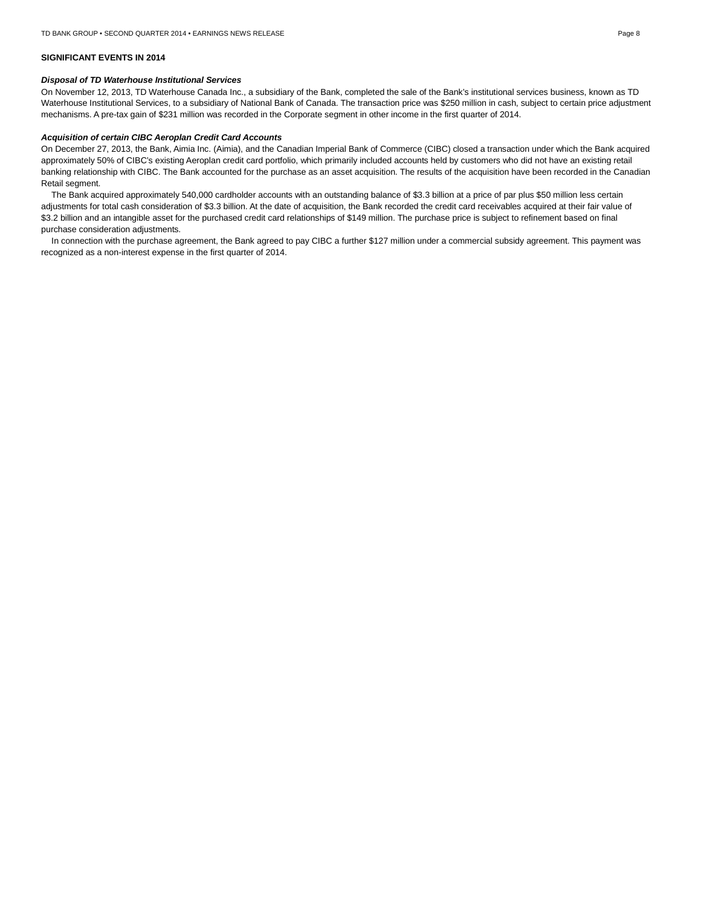## SIGNIFICANT EVENTS IN 2014

***Disposal of TD Waterhouse Institutional Services***

On November 12, 2013, TD Waterhouse Canada Inc., a subsidiary of the Bank, completed the sale of the Bank's institutional services business, known as TD Waterhouse Institutional Services, to a subsidiary of National Bank of Canada. The transaction price was $250 million in cash, subject to certain price adjustment mechanisms. A pre-tax gain of $231 million was recorded in the Corporate segment in other income in the first quarter of 2014.

***Acquisition of certain CIBC Aeroplan Credit Card Accounts***

On December 27, 2013, the Bank, Aimia Inc. (Aimia), and the Canadian Imperial Bank of Commerce (CIBC) closed a transaction under which the Bank acquired approximately 50% of CIBC's existing Aeroplan credit card portfolio, which primarily included accounts held by customers who did not have an existing retail banking relationship with CIBC. The Bank accounted for the purchase as an asset acquisition. The results of the acquisition have been recorded in the Canadian Retail segment.

The Bank acquired approximately 540,000 cardholder accounts with an outstanding balance of $3.3 billion at a price of par plus $50 million less certain adjustments for total cash consideration of $3.3 billion. At the date of acquisition, the Bank recorded the credit card receivables acquired at their fair value of $3.2 billion and an intangible asset for the purchased credit card relationships of $149 million. The purchase price is subject to refinement based on final purchase consideration adjustments.

In connection with the purchase agreement, the Bank agreed to pay CIBC a further $127 million under a commercial subsidy agreement. This payment was recognized as a non-interest expense in the first quarter of 2014.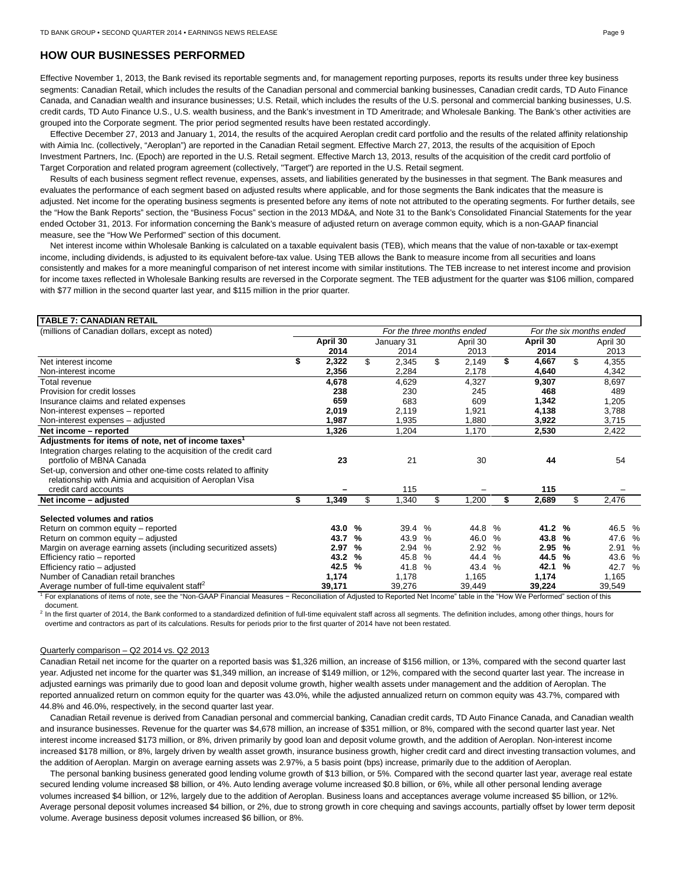## HOW OUR BUSINESSES PERFORMED

Effective November 1, 2013, the Bank revised its reportable segments and, for management reporting purposes, reports its results under three key business segments: Canadian Retail, which includes the results of the Canadian personal and commercial banking businesses, Canadian credit cards, TD Auto Finance Canada, and Canadian wealth and insurance businesses; U.S. Retail, which includes the results of the U.S. personal and commercial banking businesses, U.S. credit cards, TD Auto Finance U.S., U.S. wealth business, and the Bank's investment in TD Ameritrade; and Wholesale Banking. The Bank's other activities are grouped into the Corporate segment. The prior period segmented results have been restated accordingly.

Effective December 27, 2013 and January 1, 2014, the results of the acquired Aeroplan credit card portfolio and the results of the related affinity relationship with Aimia Inc. (collectively, "Aeroplan") are reported in the Canadian Retail segment. Effective March 27, 2013, the results of the acquisition of Epoch Investment Partners, Inc. (Epoch) are reported in the U.S. Retail segment. Effective March 13, 2013, results of the acquisition of the credit card portfolio of Target Corporation and related program agreement (collectively, "Target") are reported in the U.S. Retail segment.

Results of each business segment reflect revenue, expenses, assets, and liabilities generated by the businesses in that segment. The Bank measures and evaluates the performance of each segment based on adjusted results where applicable, and for those segments the Bank indicates that the measure is adjusted. Net income for the operating business segments is presented before any items of note not attributed to the operating segments. For further details, see the "How the Bank Reports" section, the "Business Focus" section in the 2013 MD&A, and Note 31 to the Bank's Consolidated Financial Statements for the year ended October 31, 2013. For information concerning the Bank's measure of adjusted return on average common equity, which is a non-GAAP financial measure, see the "How We Performed" section of this document.

Net interest income within Wholesale Banking is calculated on a taxable equivalent basis (TEB), which means that the value of non-taxable or tax-exempt income, including dividends, is adjusted to its equivalent before-tax value. Using TEB allows the Bank to measure income from all securities and loans consistently and makes for a more meaningful comparison of net interest income with similar institutions. The TEB increase to net interest income and provision for income taxes reflected in Wholesale Banking results are reversed in the Corporate segment. The TEB adjustment for the quarter was $106 million, compared with $77 million in the second quarter last year, and $115 million in the prior quarter.

**TABLE 7: CANADIAN RETAIL**

| (millions of Canadian dollars, except as noted) | *For the three months ended* | | | *For the six months ended* | |
|---|---|---|---|---|---|
| | **April 30 2014** | January 31 2014 | April 30 2013 | **April 30 2014** | April 30 2013 |
| Net interest income | **$ 2,322** | $ 2,345 | $ 2,149 | **$ 4,667** | $ 4,355 |
| Non-interest income | **2,356** | 2,284 | 2,178 | **4,640** | 4,342 |
| Total revenue | **4,678** | 4,629 | 4,327 | **9,307** | 8,697 |
| Provision for credit losses | **238** | 230 | 245 | **468** | 489 |
| Insurance claims and related expenses | **659** | 683 | 609 | **1,342** | 1,205 |
| Non-interest expenses – reported | **2,019** | 2,119 | 1,921 | **4,138** | 3,788 |
| Non-interest expenses – adjusted | **1,987** | 1,935 | 1,880 | **3,922** | 3,715 |
| **Net income – reported** | **1,326** | 1,204 | 1,170 | **2,530** | 2,422 |
| **Adjustments for items of note, net of income taxes[1]** | | | | | |
| Integration charges relating to the acquisition of the credit card portfolio of MBNA Canada | **23** | 21 | 30 | **44** | 54 |
| Set-up, conversion and other one-time costs related to affinity relationship with Aimia and acquisition of Aeroplan Visa credit card accounts | **–** | 115 | – | **115** | – |
| **Net income – adjusted** | **$ 1,349** | $ 1,340 | $ 1,200 | **$ 2,689** | $ 2,476 |
| | | | | | |
| **Selected volumes and ratios** | | | | | |
| Return on common equity – reported | **43.0 %** | 39.4 % | 44.8 % | **41.2 %** | 46.5 % |
| Return on common equity – adjusted | **43.7 %** | 43.9 % | 46.0 % | **43.8 %** | 47.6 % |
| Margin on average earning assets (including securitized assets) | **2.97 %** | 2.94 % | 2.92 % | **2.95 %** | 2.91 % |
| Efficiency ratio – reported | **43.2 %** | 45.8 % | 44.4 % | **44.5 %** | 43.6 % |
| Efficiency ratio – adjusted | **42.5 %** | 41.8 % | 43.4 % | **42.1 %** | 42.7 % |
| Number of Canadian retail branches | **1,174** | 1,178 | 1,165 | **1,174** | 1,165 |
| Average number of full-time equivalent staff[2] | **39,171** | 39,276 | 39,449 | **39,224** | 39,549 |

[1] For explanations of items of note, see the "Non-GAAP Financial Measures – Reconciliation of Adjusted to Reported Net Income" table in the "How We Performed" section of this document.

[2] In the first quarter of 2014, the Bank conformed to a standardized definition of full-time equivalent staff across all segments. The definition includes, among other things, hours for overtime and contractors as part of its calculations. Results for periods prior to the first quarter of 2014 have not been restated.

Quarterly comparison – Q2 2014 vs. Q2 2013

Canadian Retail net income for the quarter on a reported basis was $1,326 million, an increase of $156 million, or 13%, compared with the second quarter last year. Adjusted net income for the quarter was $1,349 million, an increase of $149 million, or 12%, compared with the second quarter last year. The increase in adjusted earnings was primarily due to good loan and deposit volume growth, higher wealth assets under management and the addition of Aeroplan. The reported annualized return on common equity for the quarter was 43.0%, while the adjusted annualized return on common equity was 43.7%, compared with 44.8% and 46.0%, respectively, in the second quarter last year.

Canadian Retail revenue is derived from Canadian personal and commercial banking, Canadian credit cards, TD Auto Finance Canada, and Canadian wealth and insurance businesses. Revenue for the quarter was $4,678 million, an increase of $351 million, or 8%, compared with the second quarter last year. Net interest income increased $173 million, or 8%, driven primarily by good loan and deposit volume growth, and the addition of Aeroplan. Non-interest income increased $178 million, or 8%, largely driven by wealth asset growth, insurance business growth, higher credit card and direct investing transaction volumes, and the addition of Aeroplan. Margin on average earning assets was 2.97%, a 5 basis point (bps) increase, primarily due to the addition of Aeroplan.

The personal banking business generated good lending volume growth of $13 billion, or 5%. Compared with the second quarter last year, average real estate secured lending volume increased $8 billion, or 4%. Auto lending average volume increased $0.8 billion, or 6%, while all other personal lending average volumes increased $4 billion, or 12%, largely due to the addition of Aeroplan. Business loans and acceptances average volume increased $5 billion, or 12%. Average personal deposit volumes increased $4 billion, or 2%, due to strong growth in core chequing and savings accounts, partially offset by lower term deposit volume. Average business deposit volumes increased $6 billion, or 8%.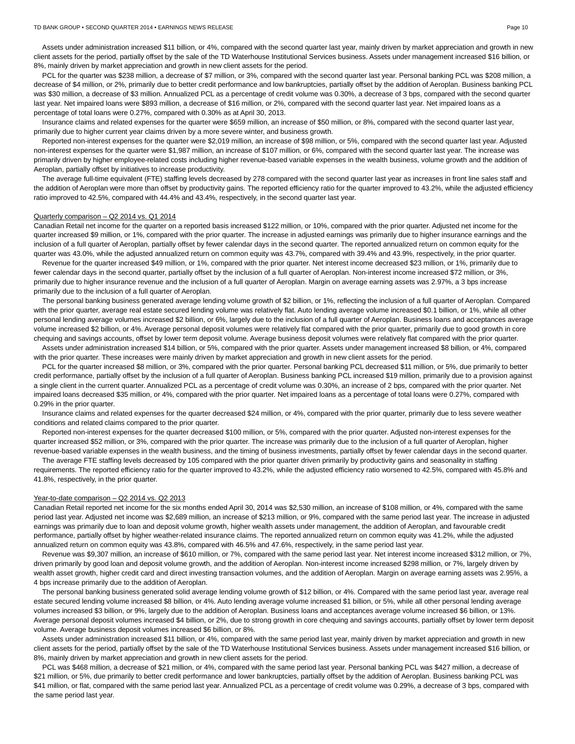Assets under administration increased $11 billion, or 4%, compared with the second quarter last year, mainly driven by market appreciation and growth in new client assets for the period, partially offset by the sale of the TD Waterhouse Institutional Services business. Assets under management increased $16 billion, or 8%, mainly driven by market appreciation and growth in new client assets for the period.

PCL for the quarter was $238 million, a decrease of $7 million, or 3%, compared with the second quarter last year. Personal banking PCL was $208 million, a decrease of $4 million, or 2%, primarily due to better credit performance and low bankruptcies, partially offset by the addition of Aeroplan. Business banking PCL was $30 million, a decrease of $3 million. Annualized PCL as a percentage of credit volume was 0.30%, a decrease of 3 bps, compared with the second quarter last year. Net impaired loans were $893 million, a decrease of $16 million, or 2%, compared with the second quarter last year. Net impaired loans as a percentage of total loans were 0.27%, compared with 0.30% as at April 30, 2013.

Insurance claims and related expenses for the quarter were $659 million, an increase of $50 million, or 8%, compared with the second quarter last year, primarily due to higher current year claims driven by a more severe winter, and business growth.

Reported non-interest expenses for the quarter were $2,019 million, an increase of $98 million, or 5%, compared with the second quarter last year. Adjusted non-interest expenses for the quarter were $1,987 million, an increase of $107 million, or 6%, compared with the second quarter last year. The increase was primarily driven by higher employee-related costs including higher revenue-based variable expenses in the wealth business, volume growth and the addition of Aeroplan, partially offset by initiatives to increase productivity.

The average full-time equivalent (FTE) staffing levels decreased by 278 compared with the second quarter last year as increases in front line sales staff and the addition of Aeroplan were more than offset by productivity gains. The reported efficiency ratio for the quarter improved to 43.2%, while the adjusted efficiency ratio improved to 42.5%, compared with 44.4% and 43.4%, respectively, in the second quarter last year.

Quarterly comparison – Q2 2014 vs. Q1 2014

Canadian Retail net income for the quarter on a reported basis increased $122 million, or 10%, compared with the prior quarter. Adjusted net income for the quarter increased $9 million, or 1%, compared with the prior quarter. The increase in adjusted earnings was primarily due to higher insurance earnings and the inclusion of a full quarter of Aeroplan, partially offset by fewer calendar days in the second quarter. The reported annualized return on common equity for the quarter was 43.0%, while the adjusted annualized return on common equity was 43.7%, compared with 39.4% and 43.9%, respectively, in the prior quarter.

Revenue for the quarter increased $49 million, or 1%, compared with the prior quarter. Net interest income decreased $23 million, or 1%, primarily due to fewer calendar days in the second quarter, partially offset by the inclusion of a full quarter of Aeroplan. Non-interest income increased $72 million, or 3%, primarily due to higher insurance revenue and the inclusion of a full quarter of Aeroplan. Margin on average earning assets was 2.97%, a 3 bps increase primarily due to the inclusion of a full quarter of Aeroplan.

The personal banking business generated average lending volume growth of $2 billion, or 1%, reflecting the inclusion of a full quarter of Aeroplan. Compared with the prior quarter, average real estate secured lending volume was relatively flat. Auto lending average volume increased $0.1 billion, or 1%, while all other personal lending average volumes increased $2 billion, or 6%, largely due to the inclusion of a full quarter of Aeroplan. Business loans and acceptances average volume increased $2 billion, or 4%. Average personal deposit volumes were relatively flat compared with the prior quarter, primarily due to good growth in core chequing and savings accounts, offset by lower term deposit volume. Average business deposit volumes were relatively flat compared with the prior quarter.

Assets under administration increased $14 billion, or 5%, compared with the prior quarter. Assets under management increased $8 billion, or 4%, compared with the prior quarter. These increases were mainly driven by market appreciation and growth in new client assets for the period.

PCL for the quarter increased $8 million, or 3%, compared with the prior quarter. Personal banking PCL decreased $11 million, or 5%, due primarily to better credit performance, partially offset by the inclusion of a full quarter of Aeroplan. Business banking PCL increased $19 million, primarily due to a provision against a single client in the current quarter. Annualized PCL as a percentage of credit volume was 0.30%, an increase of 2 bps, compared with the prior quarter. Net impaired loans decreased $35 million, or 4%, compared with the prior quarter. Net impaired loans as a percentage of total loans were 0.27%, compared with 0.29% in the prior quarter.

Insurance claims and related expenses for the quarter decreased $24 million, or 4%, compared with the prior quarter, primarily due to less severe weather conditions and related claims compared to the prior quarter.

Reported non-interest expenses for the quarter decreased $100 million, or 5%, compared with the prior quarter. Adjusted non-interest expenses for the quarter increased $52 million, or 3%, compared with the prior quarter. The increase was primarily due to the inclusion of a full quarter of Aeroplan, higher revenue-based variable expenses in the wealth business, and the timing of business investments, partially offset by fewer calendar days in the second quarter.

The average FTE staffing levels decreased by 105 compared with the prior quarter driven primarily by productivity gains and seasonality in staffing requirements. The reported efficiency ratio for the quarter improved to 43.2%, while the adjusted efficiency ratio worsened to 42.5%, compared with 45.8% and 41.8%, respectively, in the prior quarter.

Year-to-date comparison – Q2 2014 vs. Q2 2013

Canadian Retail reported net income for the six months ended April 30, 2014 was $2,530 million, an increase of $108 million, or 4%, compared with the same period last year. Adjusted net income was $2,689 million, an increase of $213 million, or 9%, compared with the same period last year. The increase in adjusted earnings was primarily due to loan and deposit volume growth, higher wealth assets under management, the addition of Aeroplan, and favourable credit performance, partially offset by higher weather-related insurance claims. The reported annualized return on common equity was 41.2%, while the adjusted annualized return on common equity was 43.8%, compared with 46.5% and 47.6%, respectively, in the same period last year.

Revenue was $9,307 million, an increase of $610 million, or 7%, compared with the same period last year. Net interest income increased $312 million, or 7%, driven primarily by good loan and deposit volume growth, and the addition of Aeroplan. Non-interest income increased $298 million, or 7%, largely driven by wealth asset growth, higher credit card and direct investing transaction volumes, and the addition of Aeroplan. Margin on average earning assets was 2.95%, a 4 bps increase primarily due to the addition of Aeroplan.

The personal banking business generated solid average lending volume growth of $12 billion, or 4%. Compared with the same period last year, average real estate secured lending volume increased $8 billion, or 4%. Auto lending average volume increased $1 billion, or 5%, while all other personal lending average volumes increased $3 billion, or 9%, largely due to the addition of Aeroplan. Business loans and acceptances average volume increased $6 billion, or 13%. Average personal deposit volumes increased $4 billion, or 2%, due to strong growth in core chequing and savings accounts, partially offset by lower term deposit volume. Average business deposit volumes increased $6 billion, or 8%.

Assets under administration increased $11 billion, or 4%, compared with the same period last year, mainly driven by market appreciation and growth in new client assets for the period, partially offset by the sale of the TD Waterhouse Institutional Services business. Assets under management increased $16 billion, or 8%, mainly driven by market appreciation and growth in new client assets for the period.

PCL was $468 million, a decrease of $21 million, or 4%, compared with the same period last year. Personal banking PCL was $427 million, a decrease of $21 million, or 5%, due primarily to better credit performance and lower bankruptcies, partially offset by the addition of Aeroplan. Business banking PCL was $41 million, or flat, compared with the same period last year. Annualized PCL as a percentage of credit volume was 0.29%, a decrease of 3 bps, compared with the same period last year.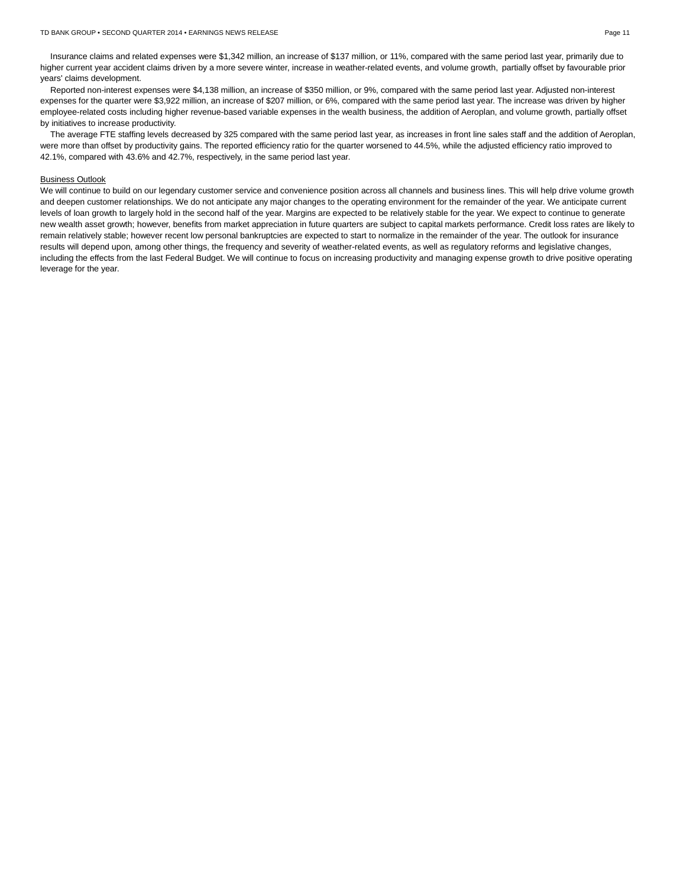Insurance claims and related expenses were $1,342 million, an increase of $137 million, or 11%, compared with the same period last year, primarily due to higher current year accident claims driven by a more severe winter, increase in weather-related events, and volume growth, partially offset by favourable prior years' claims development.

Reported non-interest expenses were $4,138 million, an increase of $350 million, or 9%, compared with the same period last year. Adjusted non-interest expenses for the quarter were $3,922 million, an increase of $207 million, or 6%, compared with the same period last year. The increase was driven by higher employee-related costs including higher revenue-based variable expenses in the wealth business, the addition of Aeroplan, and volume growth, partially offset by initiatives to increase productivity.

The average FTE staffing levels decreased by 325 compared with the same period last year, as increases in front line sales staff and the addition of Aeroplan, were more than offset by productivity gains. The reported efficiency ratio for the quarter worsened to 44.5%, while the adjusted efficiency ratio improved to 42.1%, compared with 43.6% and 42.7%, respectively, in the same period last year.

## Business Outlook

We will continue to build on our legendary customer service and convenience position across all channels and business lines. This will help drive volume growth and deepen customer relationships. We do not anticipate any major changes to the operating environment for the remainder of the year. We anticipate current levels of loan growth to largely hold in the second half of the year. Margins are expected to be relatively stable for the year. We expect to continue to generate new wealth asset growth; however, benefits from market appreciation in future quarters are subject to capital markets performance. Credit loss rates are likely to remain relatively stable; however recent low personal bankruptcies are expected to start to normalize in the remainder of the year. The outlook for insurance results will depend upon, among other things, the frequency and severity of weather-related events, as well as regulatory reforms and legislative changes, including the effects from the last Federal Budget. We will continue to focus on increasing productivity and managing expense growth to drive positive operating leverage for the year.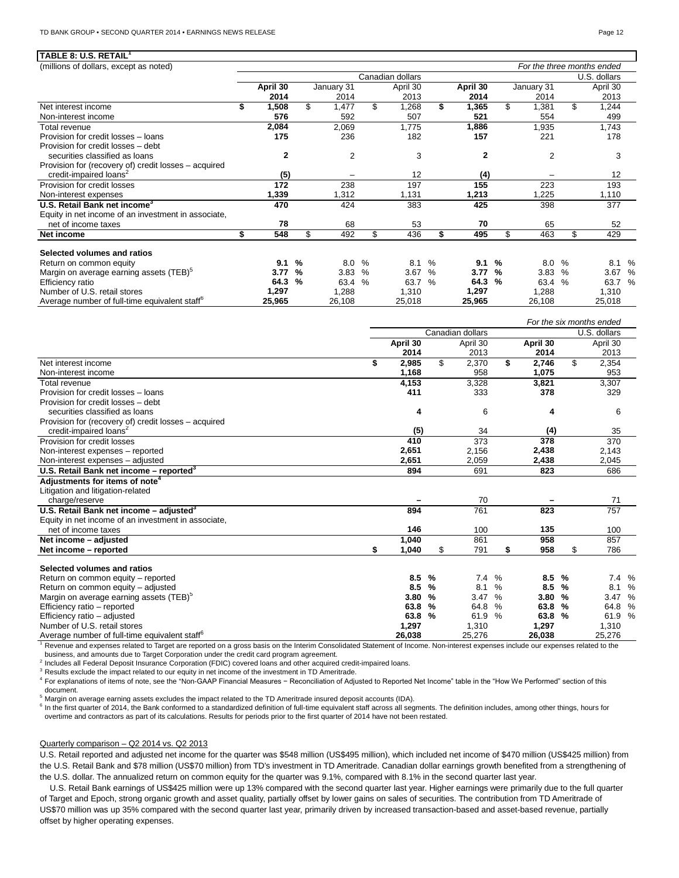**TABLE 8: U.S. RETAIL[1]**

| (millions of dollars, except as noted) | | | | | | *For the three months ended* |
|---|---|---|---|---|---|---|
| | Canadian dollars | | | U.S. dollars | | |
| | **April 30 2014** | January 31 2014 | April 30 2013 | **April 30 2014** | January 31 2014 | April 30 2013 |
| Net interest income | **$ 1,508** | $ 1,477 | $ 1,268 | **$ 1,365** | $ 1,381 | $ 1,244 |
| Non-interest income | **576** | 592 | 507 | **521** | 554 | 499 |
| Total revenue | **2,084** | 2,069 | 1,775 | **1,886** | 1,935 | 1,743 |
| Provision for credit losses – loans | **175** | 236 | 182 | **157** | 221 | 178 |
| Provision for credit losses – debt securities classified as loans | **2** | 2 | 3 | **2** | 2 | 3 |
| Provision for (recovery of) credit losses – acquired credit-impaired loans[2] | **(5)** | – | 12 | **(4)** | – | 12 |
| Provision for credit losses | **172** | 238 | 197 | **155** | 223 | 193 |
| Non-interest expenses | **1,339** | 1,312 | 1,131 | **1,213** | 1,225 | 1,110 |
| **U.S. Retail Bank net income[3]** | **470** | 424 | 383 | **425** | 398 | 377 |
| Equity in net income of an investment in associate, net of income taxes | **78** | 68 | 53 | **70** | 65 | 52 |
| **Net income** | **$ 548** | $ 492 | $ 436 | **$ 495** | $ 463 | $ 429 |
| | | | | | | |
| **Selected volumes and ratios** | | | | | | |
| Return on common equity | **9.1 %** | 8.0 % | 8.1 % | **9.1 %** | 8.0 % | 8.1 % |
| Margin on average earning assets (TEB)[5] | **3.77 %** | 3.83 % | 3.67 % | **3.77 %** | 3.83 % | 3.67 % |
| Efficiency ratio | **64.3 %** | 63.4 % | 63.7 % | **64.3 %** | 63.4 % | 63.7 % |
| Number of U.S. retail stores | **1,297** | 1,288 | 1,310 | **1,297** | 1,288 | 1,310 |
| Average number of full-time equivalent staff[6] | **25,965** | 26,108 | 25,018 | **25,965** | 26,108 | 25,018 |

| | | | | *For the six months ended* |
|---|---|---|---|---|
| | Canadian dollars | | U.S. dollars | |
| | **April 30 2014** | April 30 2013 | **April 30 2014** | April 30 2013 |
| Net interest income | **$ 2,985** | $ 2,370 | **$ 2,746** | $ 2,354 |
| Non-interest income | **1,168** | 958 | **1,075** | 953 |
| Total revenue | **4,153** | 3,328 | **3,821** | 3,307 |
| Provision for credit losses – loans | **411** | 333 | **378** | 329 |
| Provision for credit losses – debt securities classified as loans | **4** | 6 | **4** | 6 |
| Provision for (recovery of) credit losses – acquired credit-impaired loans[2] | **(5)** | 34 | **(4)** | 35 |
| Provision for credit losses | **410** | 373 | **378** | 370 |
| Non-interest expenses – reported | **2,651** | 2,156 | **2,438** | 2,143 |
| Non-interest expenses – adjusted | **2,651** | 2,059 | **2,438** | 2,045 |
| **U.S. Retail Bank net income – reported[3]** | **894** | 691 | **823** | 686 |
| **Adjustments for items of note[4]** | | | | |
| Litigation and litigation-related charge/reserve | **–** | 70 | **–** | 71 |
| **U.S. Retail Bank net income – adjusted[3]** | **894** | 761 | **823** | 757 |
| Equity in net income of an investment in associate, net of income taxes | **146** | 100 | **135** | 100 |
| **Net income – adjusted** | **1,040** | 861 | **958** | 857 |
| **Net income – reported** | **$ 1,040** | $ 791 | **$ 958** | $ 786 |
| | | | | |
| **Selected volumes and ratios** | | | | |
| Return on common equity – reported | **8.5 %** | 7.4 % | **8.5 %** | 7.4 % |
| Return on common equity – adjusted | **8.5 %** | 8.1 % | **8.5 %** | 8.1 % |
| Margin on average earning assets (TEB)[5] | **3.80 %** | 3.47 % | **3.80 %** | 3.47 % |
| Efficiency ratio – reported | **63.8 %** | 64.8 % | **63.8 %** | 64.8 % |
| Efficiency ratio – adjusted | **63.8 %** | 61.9 % | **63.8 %** | 61.9 % |
| Number of U.S. retail stores | **1,297** | 1,310 | **1,297** | 1,310 |
| Average number of full-time equivalent staff[6] | **26,038** | 25,276 | **26,038** | 25,276 |

[1] Revenue and expenses related to Target are reported on a gross basis on the Interim Consolidated Statement of Income. Non-interest expenses include our expenses related to the business, and amounts due to Target Corporation under the credit card program agreement.
[2] Includes all Federal Deposit Insurance Corporation (FDIC) covered loans and other acquired credit-impaired loans.
[3] Results exclude the impact related to our equity in net income of the investment in TD Ameritrade.
[4] For explanations of items of note, see the "Non-GAAP Financial Measures − Reconciliation of Adjusted to Reported Net Income" table in the "How We Performed" section of this document.
[5] Margin on average earning assets excludes the impact related to the TD Ameritrade insured deposit accounts (IDA).
[6] In the first quarter of 2014, the Bank conformed to a standardized definition of full-time equivalent staff across all segments. The definition includes, among other things, hours for overtime and contractors as part of its calculations. Results for periods prior to the first quarter of 2014 have not been restated.

Quarterly comparison – Q2 2014 vs. Q2 2013

U.S. Retail reported and adjusted net income for the quarter was $548 million (US$495 million), which included net income of $470 million (US$425 million) from the U.S. Retail Bank and $78 million (US$70 million) from TD's investment in TD Ameritrade. Canadian dollar earnings growth benefited from a strengthening of the U.S. dollar. The annualized return on common equity for the quarter was 9.1%, compared with 8.1% in the second quarter last year.

U.S. Retail Bank earnings of US$425 million were up 13% compared with the second quarter last year. Higher earnings were primarily due to the full quarter of Target and Epoch, strong organic growth and asset quality, partially offset by lower gains on sales of securities. The contribution from TD Ameritrade of US$70 million was up 35% compared with the second quarter last year, primarily driven by increased transaction-based and asset-based revenue, partially offset by higher operating expenses.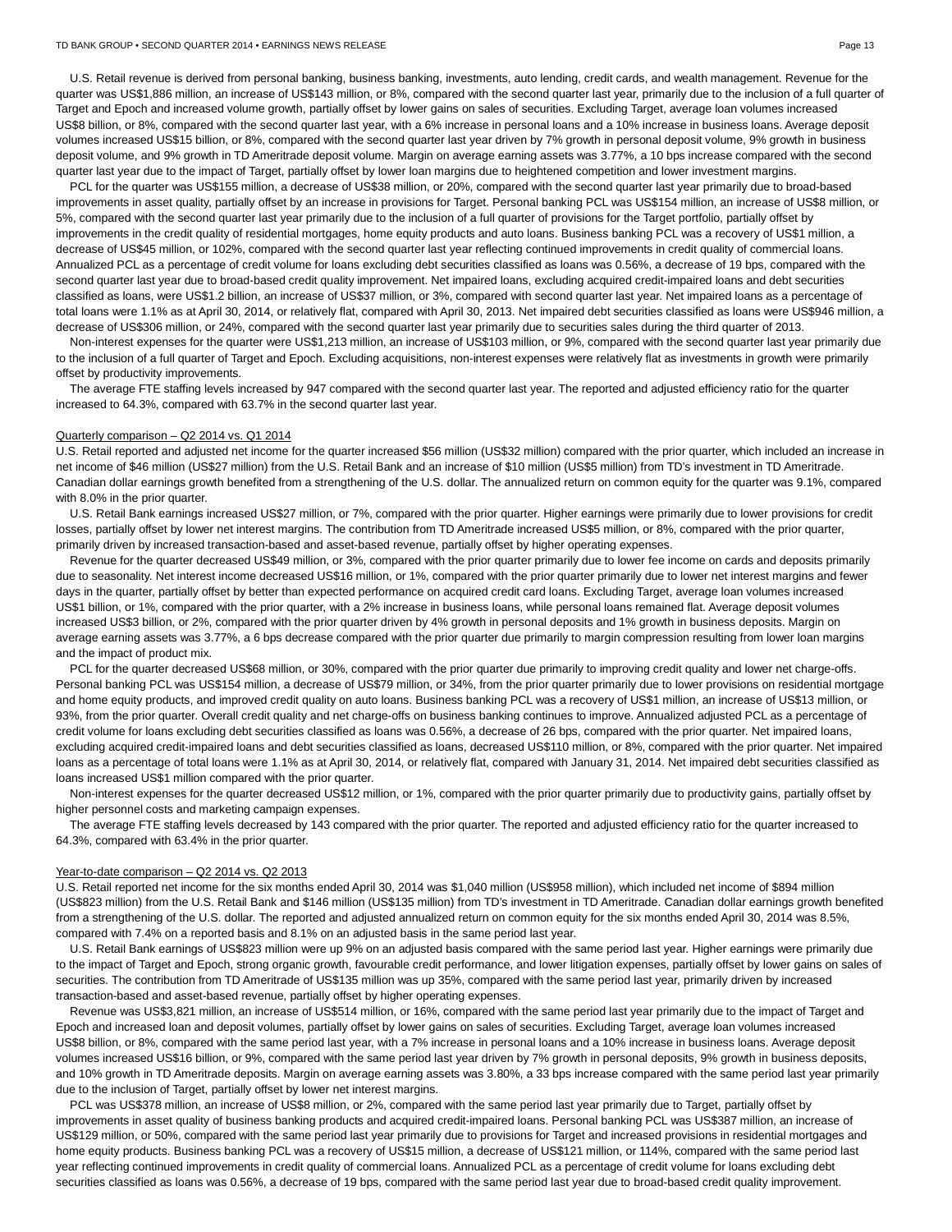U.S. Retail revenue is derived from personal banking, business banking, investments, auto lending, credit cards, and wealth management. Revenue for the quarter was US$1,886 million, an increase of US$143 million, or 8%, compared with the second quarter last year, primarily due to the inclusion of a full quarter of Target and Epoch and increased volume growth, partially offset by lower gains on sales of securities. Excluding Target, average loan volumes increased US$8 billion, or 8%, compared with the second quarter last year, with a 6% increase in personal loans and a 10% increase in business loans. Average deposit volumes increased US$15 billion, or 8%, compared with the second quarter last year driven by 7% growth in personal deposit volume, 9% growth in business deposit volume, and 9% growth in TD Ameritrade deposit volume. Margin on average earning assets was 3.77%, a 10 bps increase compared with the second quarter last year due to the impact of Target, partially offset by lower loan margins due to heightened competition and lower investment margins.

PCL for the quarter was US$155 million, a decrease of US$38 million, or 20%, compared with the second quarter last year primarily due to broad-based improvements in asset quality, partially offset by an increase in provisions for Target. Personal banking PCL was US$154 million, an increase of US$8 million, or 5%, compared with the second quarter last year primarily due to the inclusion of a full quarter of provisions for the Target portfolio, partially offset by improvements in the credit quality of residential mortgages, home equity products and auto loans. Business banking PCL was a recovery of US$1 million, a decrease of US$45 million, or 102%, compared with the second quarter last year reflecting continued improvements in credit quality of commercial loans. Annualized PCL as a percentage of credit volume for loans excluding debt securities classified as loans was 0.56%, a decrease of 19 bps, compared with the second quarter last year due to broad-based credit quality improvement. Net impaired loans, excluding acquired credit-impaired loans and debt securities classified as loans, were US$1.2 billion, an increase of US$37 million, or 3%, compared with second quarter last year. Net impaired loans as a percentage of total loans were 1.1% as at April 30, 2014, or relatively flat, compared with April 30, 2013. Net impaired debt securities classified as loans were US$946 million, a decrease of US$306 million, or 24%, compared with the second quarter last year primarily due to securities sales during the third quarter of 2013.

Non-interest expenses for the quarter were US$1,213 million, an increase of US$103 million, or 9%, compared with the second quarter last year primarily due to the inclusion of a full quarter of Target and Epoch. Excluding acquisitions, non-interest expenses were relatively flat as investments in growth were primarily offset by productivity improvements.

The average FTE staffing levels increased by 947 compared with the second quarter last year. The reported and adjusted efficiency ratio for the quarter increased to 64.3%, compared with 63.7% in the second quarter last year.

Quarterly comparison – Q2 2014 vs. Q1 2014

U.S. Retail reported and adjusted net income for the quarter increased $56 million (US$32 million) compared with the prior quarter, which included an increase in net income of $46 million (US$27 million) from the U.S. Retail Bank and an increase of $10 million (US$5 million) from TD's investment in TD Ameritrade. Canadian dollar earnings growth benefited from a strengthening of the U.S. dollar. The annualized return on common equity for the quarter was 9.1%, compared with 8.0% in the prior quarter.

U.S. Retail Bank earnings increased US$27 million, or 7%, compared with the prior quarter. Higher earnings were primarily due to lower provisions for credit losses, partially offset by lower net interest margins. The contribution from TD Ameritrade increased US$5 million, or 8%, compared with the prior quarter, primarily driven by increased transaction-based and asset-based revenue, partially offset by higher operating expenses.

Revenue for the quarter decreased US$49 million, or 3%, compared with the prior quarter primarily due to lower fee income on cards and deposits primarily due to seasonality. Net interest income decreased US$16 million, or 1%, compared with the prior quarter primarily due to lower net interest margins and fewer days in the quarter, partially offset by better than expected performance on acquired credit card loans. Excluding Target, average loan volumes increased US$1 billion, or 1%, compared with the prior quarter, with a 2% increase in business loans, while personal loans remained flat. Average deposit volumes increased US$3 billion, or 2%, compared with the prior quarter driven by 4% growth in personal deposits and 1% growth in business deposits. Margin on average earning assets was 3.77%, a 6 bps decrease compared with the prior quarter due primarily to margin compression resulting from lower loan margins and the impact of product mix.

PCL for the quarter decreased US$68 million, or 30%, compared with the prior quarter due primarily to improving credit quality and lower net charge-offs. Personal banking PCL was US$154 million, a decrease of US$79 million, or 34%, from the prior quarter primarily due to lower provisions on residential mortgage and home equity products, and improved credit quality on auto loans. Business banking PCL was a recovery of US$1 million, an increase of US$13 million, or 93%, from the prior quarter. Overall credit quality and net charge-offs on business banking continues to improve. Annualized adjusted PCL as a percentage of credit volume for loans excluding debt securities classified as loans was 0.56%, a decrease of 26 bps, compared with the prior quarter. Net impaired loans, excluding acquired credit-impaired loans and debt securities classified as loans, decreased US$110 million, or 8%, compared with the prior quarter. Net impaired loans as a percentage of total loans were 1.1% as at April 30, 2014, or relatively flat, compared with January 31, 2014. Net impaired debt securities classified as loans increased US$1 million compared with the prior quarter.

Non-interest expenses for the quarter decreased US$12 million, or 1%, compared with the prior quarter primarily due to productivity gains, partially offset by higher personnel costs and marketing campaign expenses.

The average FTE staffing levels decreased by 143 compared with the prior quarter. The reported and adjusted efficiency ratio for the quarter increased to 64.3%, compared with 63.4% in the prior quarter.

Year-to-date comparison – Q2 2014 vs. Q2 2013

U.S. Retail reported net income for the six months ended April 30, 2014 was $1,040 million (US$958 million), which included net income of $894 million (US$823 million) from the U.S. Retail Bank and $146 million (US$135 million) from TD's investment in TD Ameritrade. Canadian dollar earnings growth benefited from a strengthening of the U.S. dollar. The reported and adjusted annualized return on common equity for the six months ended April 30, 2014 was 8.5%, compared with 7.4% on a reported basis and 8.1% on an adjusted basis in the same period last year.

U.S. Retail Bank earnings of US$823 million were up 9% on an adjusted basis compared with the same period last year. Higher earnings were primarily due to the impact of Target and Epoch, strong organic growth, favourable credit performance, and lower litigation expenses, partially offset by lower gains on sales of securities. The contribution from TD Ameritrade of US$135 million was up 35%, compared with the same period last year, primarily driven by increased transaction-based and asset-based revenue, partially offset by higher operating expenses.

Revenue was US$3,821 million, an increase of US$514 million, or 16%, compared with the same period last year primarily due to the impact of Target and Epoch and increased loan and deposit volumes, partially offset by lower gains on sales of securities. Excluding Target, average loan volumes increased US$8 billion, or 8%, compared with the same period last year, with a 7% increase in personal loans and a 10% increase in business loans. Average deposit volumes increased US$16 billion, or 9%, compared with the same period last year driven by 7% growth in personal deposits, 9% growth in business deposits, and 10% growth in TD Ameritrade deposits. Margin on average earning assets was 3.80%, a 33 bps increase compared with the same period last year primarily due to the inclusion of Target, partially offset by lower net interest margins.

PCL was US$378 million, an increase of US$8 million, or 2%, compared with the same period last year primarily due to Target, partially offset by improvements in asset quality of business banking products and acquired credit-impaired loans. Personal banking PCL was US$387 million, an increase of US$129 million, or 50%, compared with the same period last year primarily due to provisions for Target and increased provisions in residential mortgages and home equity products. Business banking PCL was a recovery of US$15 million, a decrease of US$121 million, or 114%, compared with the same period last year reflecting continued improvements in credit quality of commercial loans. Annualized PCL as a percentage of credit volume for loans excluding debt securities classified as loans was 0.56%, a decrease of 19 bps, compared with the same period last year due to broad-based credit quality improvement.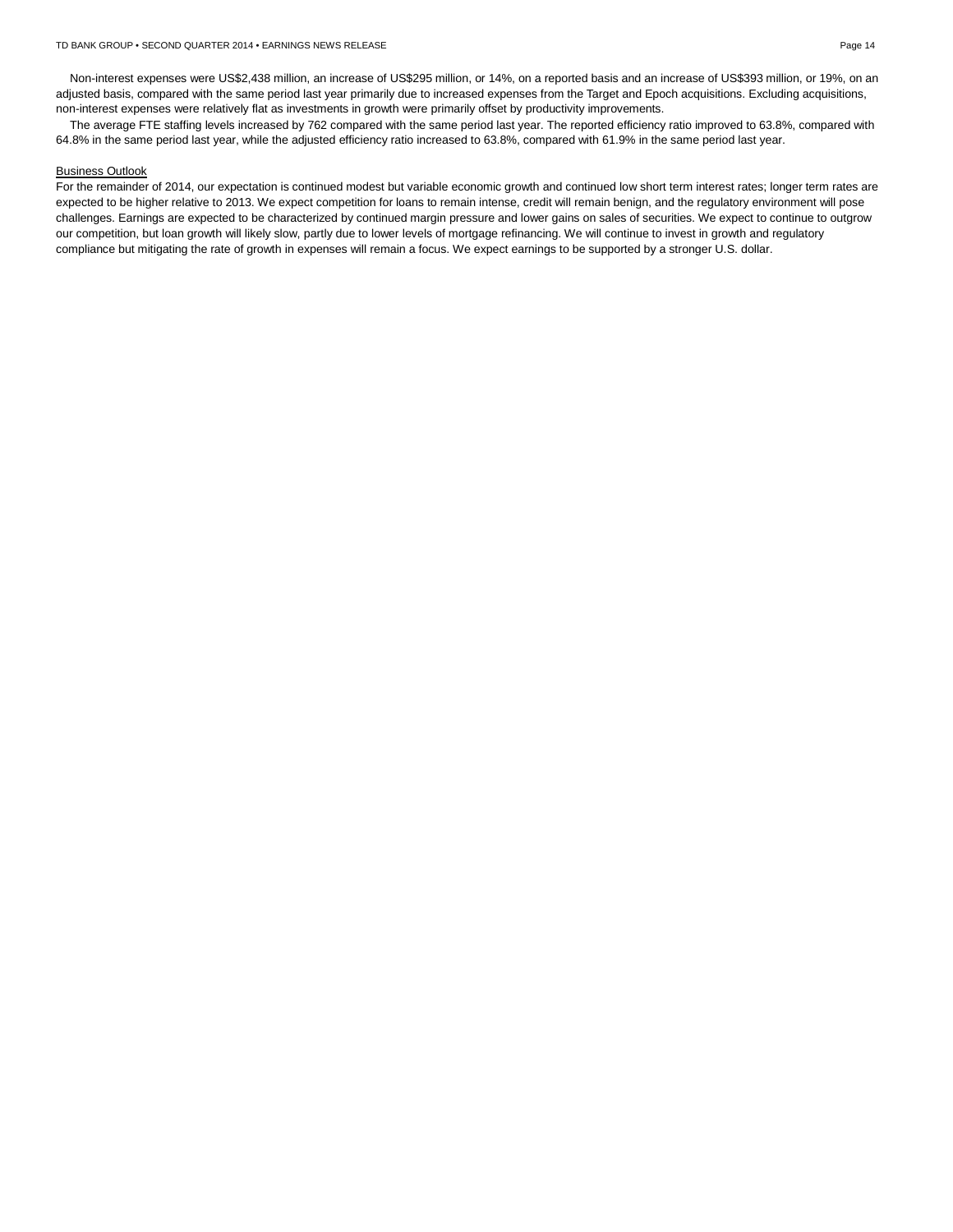Non-interest expenses were US$2,438 million, an increase of US$295 million, or 14%, on a reported basis and an increase of US$393 million, or 19%, on an adjusted basis, compared with the same period last year primarily due to increased expenses from the Target and Epoch acquisitions. Excluding acquisitions, non-interest expenses were relatively flat as investments in growth were primarily offset by productivity improvements.

The average FTE staffing levels increased by 762 compared with the same period last year. The reported efficiency ratio improved to 63.8%, compared with 64.8% in the same period last year, while the adjusted efficiency ratio increased to 63.8%, compared with 61.9% in the same period last year.

## Business Outlook

For the remainder of 2014, our expectation is continued modest but variable economic growth and continued low short term interest rates; longer term rates are expected to be higher relative to 2013. We expect competition for loans to remain intense, credit will remain benign, and the regulatory environment will pose challenges. Earnings are expected to be characterized by continued margin pressure and lower gains on sales of securities. We expect to continue to outgrow our competition, but loan growth will likely slow, partly due to lower levels of mortgage refinancing. We will continue to invest in growth and regulatory compliance but mitigating the rate of growth in expenses will remain a focus. We expect earnings to be supported by a stronger U.S. dollar.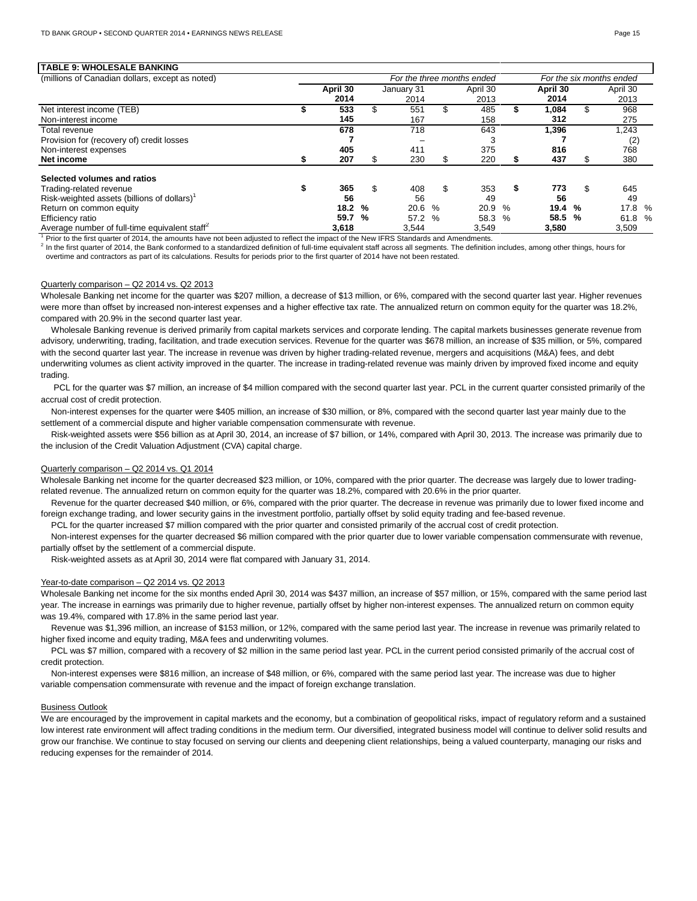**TABLE 9: WHOLESALE BANKING**

| (millions of Canadian dollars, except as noted) | For the three months ended | | | For the six months ended | |
|---|---|---|---|---|---|
| | **April 30 2014** | January 31 2014 | April 30 2013 | **April 30 2014** | April 30 2013 |
| Net interest income (TEB) | **$ 533** | $ 551 | $ 485 | **$ 1,084** | $ 968 |
| Non-interest income | **145** | 167 | 158 | **312** | 275 |
| Total revenue | **678** | 718 | 643 | **1,396** | 1,243 |
| Provision for (recovery of) credit losses | **7** | – | 3 | **7** | (2) |
| Non-interest expenses | **405** | 411 | 375 | **816** | 768 |
| **Net income** | **$ 207** | $ 230 | $ 220 | **$ 437** | $ 380 |
| | | | | | |
| **Selected volumes and ratios** | | | | | |
| Trading-related revenue | **$ 365** | $ 408 | $ 353 | **$ 773** | $ 645 |
| Risk-weighted assets (billions of dollars)[1] | **56** | 56 | 49 | **56** | 49 |
| Return on common equity | **18.2 %** | 20.6 % | 20.9 % | **19.4 %** | 17.8 % |
| Efficiency ratio | **59.7 %** | 57.2 % | 58.3 % | **58.5 %** | 61.8 % |
| Average number of full-time equivalent staff[2] | **3,618** | 3,544 | 3,549 | **3,580** | 3,509 |

[1] Prior to the first quarter of 2014, the amounts have not been adjusted to reflect the impact of the New IFRS Standards and Amendments.
[2] In the first quarter of 2014, the Bank conformed to a standardized definition of full-time equivalent staff across all segments. The definition includes, among other things, hours for overtime and contractors as part of its calculations. Results for periods prior to the first quarter of 2014 have not been restated.

Quarterly comparison – Q2 2014 vs. Q2 2013

Wholesale Banking net income for the quarter was $207 million, a decrease of $13 million, or 6%, compared with the second quarter last year. Higher revenues were more than offset by increased non-interest expenses and a higher effective tax rate. The annualized return on common equity for the quarter was 18.2%, compared with 20.9% in the second quarter last year.

Wholesale Banking revenue is derived primarily from capital markets services and corporate lending. The capital markets businesses generate revenue from advisory, underwriting, trading, facilitation, and trade execution services. Revenue for the quarter was $678 million, an increase of $35 million, or 5%, compared with the second quarter last year. The increase in revenue was driven by higher trading-related revenue, mergers and acquisitions (M&A) fees, and debt underwriting volumes as client activity improved in the quarter. The increase in trading-related revenue was mainly driven by improved fixed income and equity trading.

PCL for the quarter was $7 million, an increase of $4 million compared with the second quarter last year. PCL in the current quarter consisted primarily of the accrual cost of credit protection.

Non-interest expenses for the quarter were $405 million, an increase of $30 million, or 8%, compared with the second quarter last year mainly due to the settlement of a commercial dispute and higher variable compensation commensurate with revenue.

Risk-weighted assets were $56 billion as at April 30, 2014, an increase of $7 billion, or 14%, compared with April 30, 2013. The increase was primarily due to the inclusion of the Credit Valuation Adjustment (CVA) capital charge.

Quarterly comparison – Q2 2014 vs. Q1 2014

Wholesale Banking net income for the quarter decreased $23 million, or 10%, compared with the prior quarter. The decrease was largely due to lower trading-related revenue. The annualized return on common equity for the quarter was 18.2%, compared with 20.6% in the prior quarter.

Revenue for the quarter decreased $40 million, or 6%, compared with the prior quarter. The decrease in revenue was primarily due to lower fixed income and foreign exchange trading, and lower security gains in the investment portfolio, partially offset by solid equity trading and fee-based revenue.

PCL for the quarter increased $7 million compared with the prior quarter and consisted primarily of the accrual cost of credit protection.

Non-interest expenses for the quarter decreased $6 million compared with the prior quarter due to lower variable compensation commensurate with revenue, partially offset by the settlement of a commercial dispute.

Risk-weighted assets as at April 30, 2014 were flat compared with January 31, 2014.

Year-to-date comparison – Q2 2014 vs. Q2 2013

Wholesale Banking net income for the six months ended April 30, 2014 was $437 million, an increase of $57 million, or 15%, compared with the same period last year. The increase in earnings was primarily due to higher revenue, partially offset by higher non-interest expenses. The annualized return on common equity was 19.4%, compared with 17.8% in the same period last year.

Revenue was $1,396 million, an increase of $153 million, or 12%, compared with the same period last year. The increase in revenue was primarily related to higher fixed income and equity trading, M&A fees and underwriting volumes.

PCL was $7 million, compared with a recovery of $2 million in the same period last year. PCL in the current period consisted primarily of the accrual cost of credit protection.

Non-interest expenses were $816 million, an increase of $48 million, or 6%, compared with the same period last year. The increase was due to higher variable compensation commensurate with revenue and the impact of foreign exchange translation.

Business Outlook

We are encouraged by the improvement in capital markets and the economy, but a combination of geopolitical risks, impact of regulatory reform and a sustained low interest rate environment will affect trading conditions in the medium term. Our diversified, integrated business model will continue to deliver solid results and grow our franchise. We continue to stay focused on serving our clients and deepening client relationships, being a valued counterparty, managing our risks and reducing expenses for the remainder of 2014.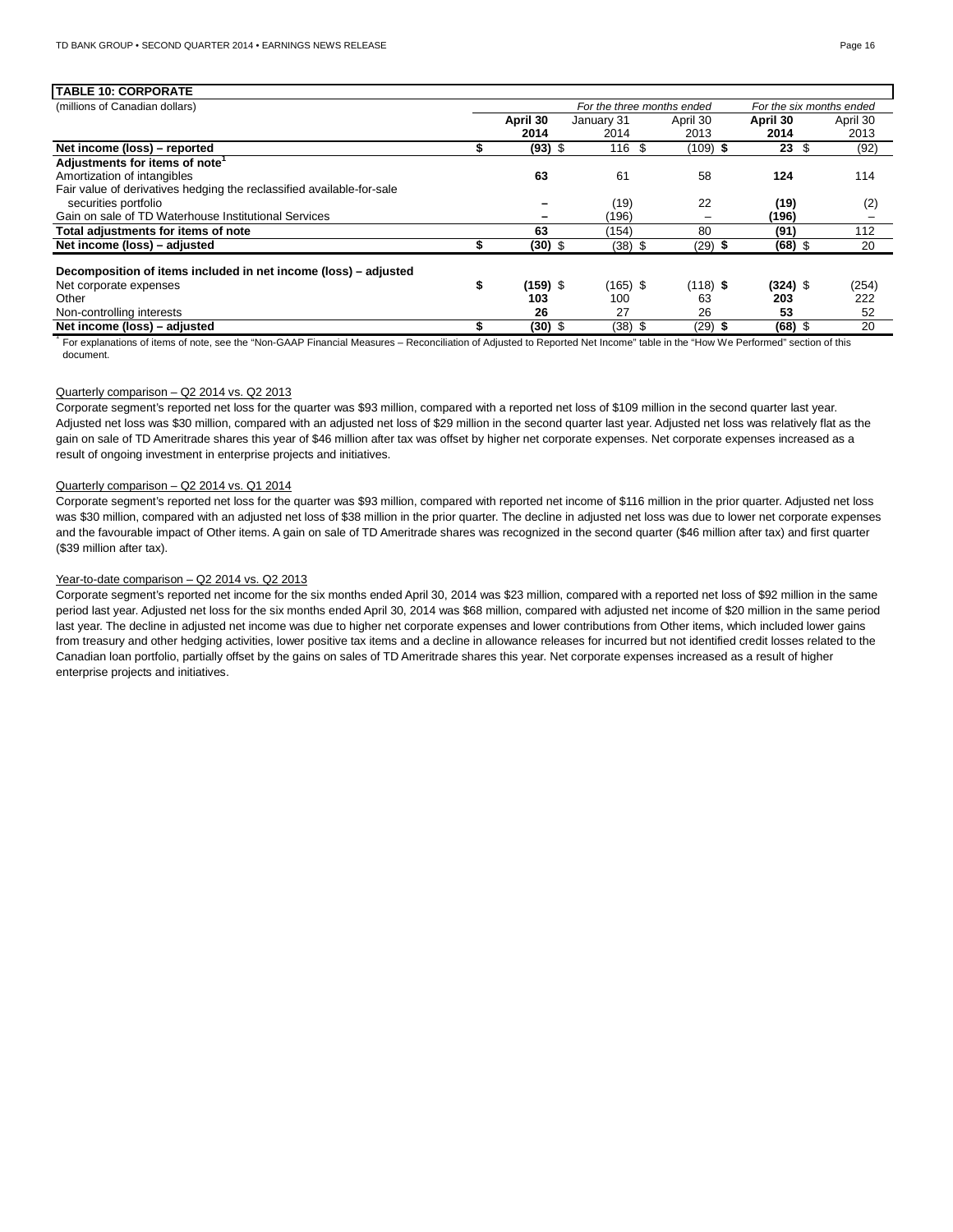**TABLE 10: CORPORATE**

| (millions of Canadian dollars) | For the three months ended | | | For the six months ended | |
|---|---|---|---|---|---|
| | **April 30 2014** | January 31 2014 | April 30 2013 | **April 30 2014** | April 30 2013 |
| **Net income (loss) – reported** | **$ (93)** | $ 116 | $ (109) | **$ 23** | $ (92) |
| **Adjustments for items of note**[1] | | | | | |
| Amortization of intangibles | **63** | 61 | 58 | **124** | 114 |
| Fair value of derivatives hedging the reclassified available-for-sale securities portfolio | **–** | (19) | 22 | **(19)** | (2) |
| Gain on sale of TD Waterhouse Institutional Services | **–** | (196) | – | **(196)** | – |
| **Total adjustments for items of note** | **63** | (154) | 80 | **(91)** | 112 |
| **Net income (loss) – adjusted** | **$ (30)** | $ (38) | $ (29) | **$ (68)** | $ 20 |
| | | | | | |
| **Decomposition of items included in net income (loss) – adjusted** | | | | | |
| Net corporate expenses | **$ (159)** | $ (165) | $ (118) | **$ (324)** | $ (254) |
| Other | **103** | 100 | 63 | **203** | 222 |
| Non-controlling interests | **26** | 27 | 26 | **53** | 52 |
| **Net income (loss) – adjusted** | **$ (30)** | $ (38) | $ (29) | **$ (68)** | $ 20 |

[1] For explanations of items of note, see the "Non-GAAP Financial Measures – Reconciliation of Adjusted to Reported Net Income" table in the "How We Performed" section of this document.

Quarterly comparison – Q2 2014 vs. Q2 2013

Corporate segment's reported net loss for the quarter was $93 million, compared with a reported net loss of $109 million in the second quarter last year. Adjusted net loss was $30 million, compared with an adjusted net loss of $29 million in the second quarter last year. Adjusted net loss was relatively flat as the gain on sale of TD Ameritrade shares this year of $46 million after tax was offset by higher net corporate expenses. Net corporate expenses increased as a result of ongoing investment in enterprise projects and initiatives.

Quarterly comparison – Q2 2014 vs. Q1 2014

Corporate segment's reported net loss for the quarter was $93 million, compared with reported net income of $116 million in the prior quarter. Adjusted net loss was $30 million, compared with an adjusted net loss of $38 million in the prior quarter. The decline in adjusted net loss was due to lower net corporate expenses and the favourable impact of Other items. A gain on sale of TD Ameritrade shares was recognized in the second quarter ($46 million after tax) and first quarter ($39 million after tax).

Year-to-date comparison – Q2 2014 vs. Q2 2013

Corporate segment's reported net income for the six months ended April 30, 2014 was $23 million, compared with a reported net loss of $92 million in the same period last year. Adjusted net loss for the six months ended April 30, 2014 was $68 million, compared with adjusted net income of $20 million in the same period last year. The decline in adjusted net income was due to higher net corporate expenses and lower contributions from Other items, which included lower gains from treasury and other hedging activities, lower positive tax items and a decline in allowance releases for incurred but not identified credit losses related to the Canadian loan portfolio, partially offset by the gains on sales of TD Ameritrade shares this year. Net corporate expenses increased as a result of higher enterprise projects and initiatives.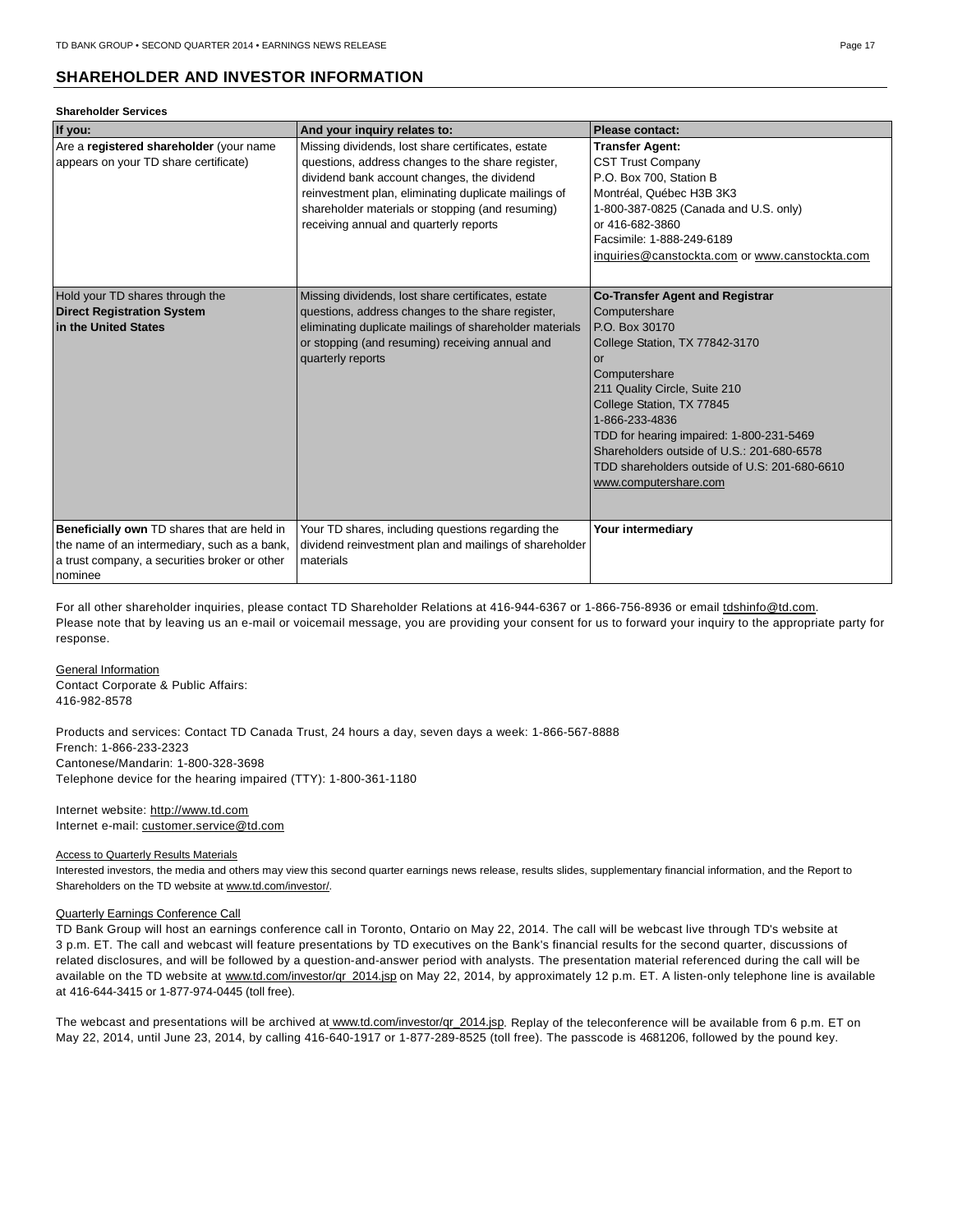## SHAREHOLDER AND INVESTOR INFORMATION

**Shareholder Services**

| If you: | And your inquiry relates to: | Please contact: |
| --- | --- | --- |
| Are a **registered shareholder** (your name appears on your TD share certificate) | Missing dividends, lost share certificates, estate questions, address changes to the share register, dividend bank account changes, the dividend reinvestment plan, eliminating duplicate mailings of shareholder materials or stopping (and resuming) receiving annual and quarterly reports | **Transfer Agent:**<br>CST Trust Company<br>P.O. Box 700, Station B<br>Montréal, Québec H3B 3K3<br>1-800-387-0825 (Canada and U.S. only)<br>or 416-682-3860<br>Facsimile: 1-888-249-6189<br>inquiries@canstockta.com or www.canstockta.com |
| Hold your TD shares through the **Direct Registration System in the United States** | Missing dividends, lost share certificates, estate questions, address changes to the share register, eliminating duplicate mailings of shareholder materials or stopping (and resuming) receiving annual and quarterly reports | **Co-Transfer Agent and Registrar**<br>Computershare<br>P.O. Box 30170<br>College Station, TX 77842-3170<br>or<br>Computershare<br>211 Quality Circle, Suite 210<br>College Station, TX 77845<br>1-866-233-4836<br>TDD for hearing impaired: 1-800-231-5469<br>Shareholders outside of U.S.: 201-680-6578<br>TDD shareholders outside of U.S: 201-680-6610<br>www.computershare.com |
| **Beneficially own** TD shares that are held in the name of an intermediary, such as a bank, a trust company, a securities broker or other nominee | Your TD shares, including questions regarding the dividend reinvestment plan and mailings of shareholder materials | **Your intermediary** |

For all other shareholder inquiries, please contact TD Shareholder Relations at 416-944-6367 or 1-866-756-8936 or email tdshinfo@td.com. Please note that by leaving us an e-mail or voicemail message, you are providing your consent for us to forward your inquiry to the appropriate party for response.

General Information
Contact Corporate & Public Affairs:
416-982-8578

Products and services: Contact TD Canada Trust, 24 hours a day, seven days a week: 1-866-567-8888
French: 1-866-233-2323
Cantonese/Mandarin: 1-800-328-3698
Telephone device for the hearing impaired (TTY): 1-800-361-1180

Internet website: http://www.td.com
Internet e-mail: customer.service@td.com

Access to Quarterly Results Materials
Interested investors, the media and others may view this second quarter earnings news release, results slides, supplementary financial information, and the Report to Shareholders on the TD website at www.td.com/investor/.

Quarterly Earnings Conference Call
TD Bank Group will host an earnings conference call in Toronto, Ontario on May 22, 2014. The call will be webcast live through TD's website at 3 p.m. ET. The call and webcast will feature presentations by TD executives on the Bank's financial results for the second quarter, discussions of related disclosures, and will be followed by a question-and-answer period with analysts. The presentation material referenced during the call will be available on the TD website at www.td.com/investor/qr_2014.jsp on May 22, 2014, by approximately 12 p.m. ET. A listen-only telephone line is available at 416-644-3415 or 1-877-974-0445 (toll free).

The webcast and presentations will be archived at www.td.com/investor/qr_2014.jsp. Replay of the teleconference will be available from 6 p.m. ET on May 22, 2014, until June 23, 2014, by calling 416-640-1917 or 1-877-289-8525 (toll free). The passcode is 4681206, followed by the pound key.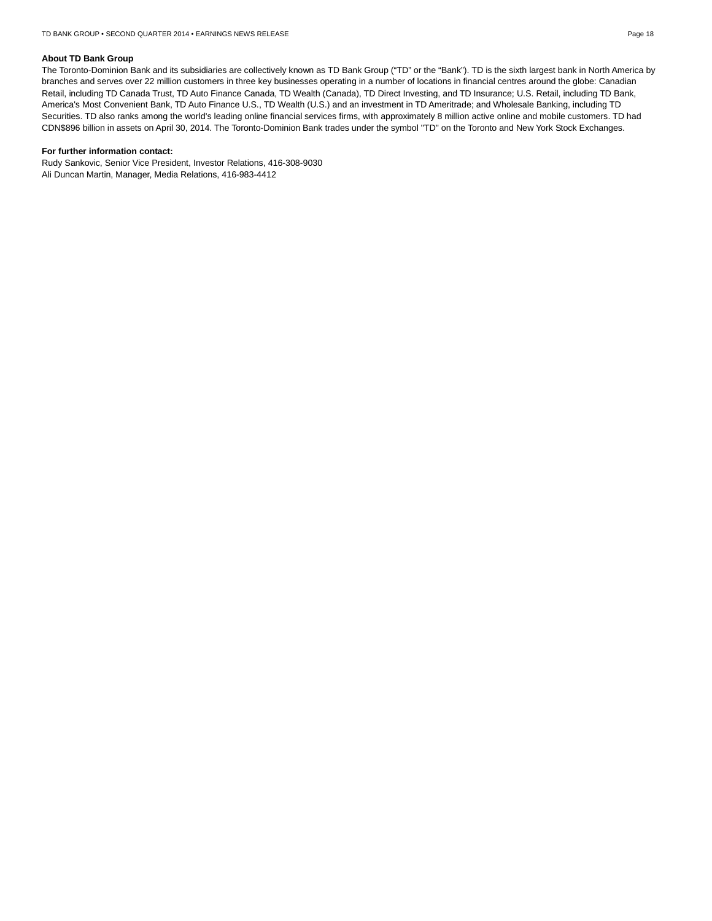**About TD Bank Group**

The Toronto-Dominion Bank and its subsidiaries are collectively known as TD Bank Group ("TD" or the "Bank"). TD is the sixth largest bank in North America by branches and serves over 22 million customers in three key businesses operating in a number of locations in financial centres around the globe: Canadian Retail, including TD Canada Trust, TD Auto Finance Canada, TD Wealth (Canada), TD Direct Investing, and TD Insurance; U.S. Retail, including TD Bank, America's Most Convenient Bank, TD Auto Finance U.S., TD Wealth (U.S.) and an investment in TD Ameritrade; and Wholesale Banking, including TD Securities. TD also ranks among the world's leading online financial services firms, with approximately 8 million active online and mobile customers. TD had CDN$896 billion in assets on April 30, 2014. The Toronto-Dominion Bank trades under the symbol "TD" on the Toronto and New York Stock Exchanges.

**For further information contact:**

Rudy Sankovic, Senior Vice President, Investor Relations, 416-308-9030
Ali Duncan Martin, Manager, Media Relations, 416-983-4412